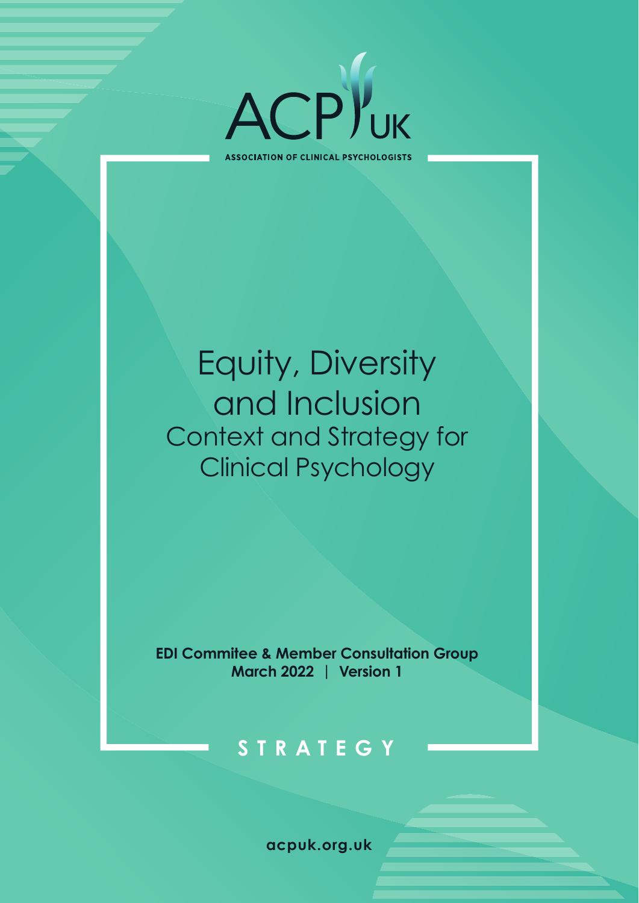ACP UK

ASSOCIATION OF CLINICAL PSYCHOLOGISTS

# Equity, Diversity and Inclusion

## Context and Strategy for Clinical Psychology

**EDI Commitee & Member Consultation Group**
**March 2022 | Version 1**

STRATEGY

acpuk.org.uk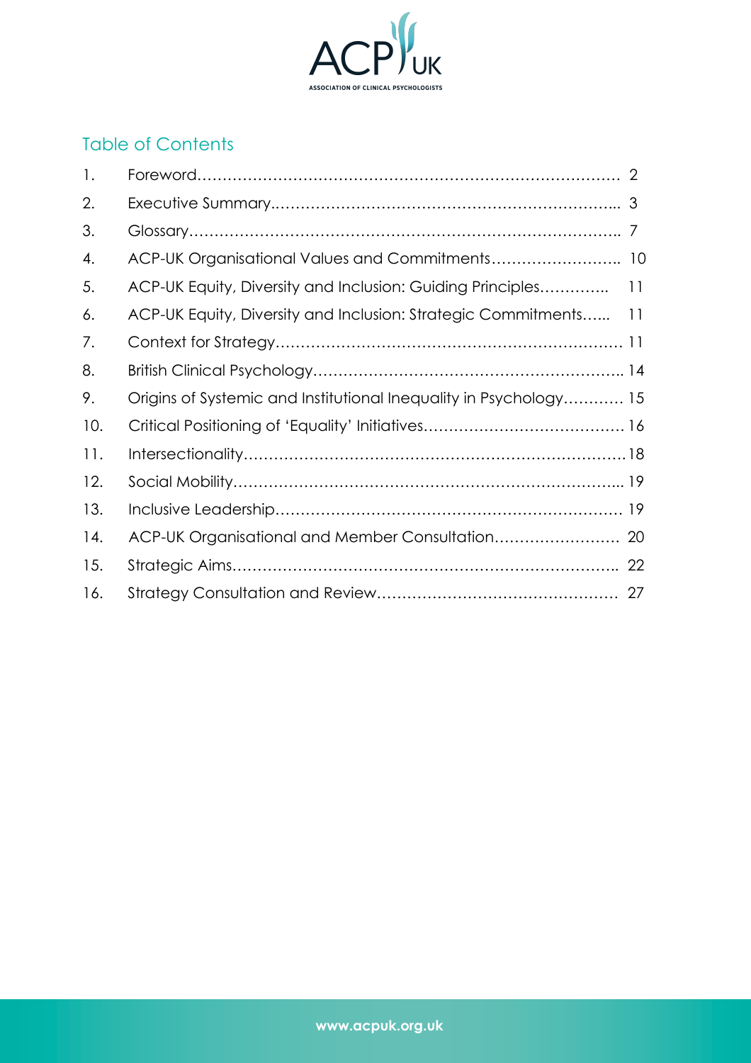## Table of Contents

1. Foreword………………………………………………………………………… 2
2. Executive Summary………………………………………………………... 3
3. Glossary……………………………………………………………………….. 7
4. ACP-UK Organisational Values and Commitments…………………….. 10
5. ACP-UK Equity, Diversity and Inclusion: Guiding Principles………….. 11
6. ACP-UK Equity, Diversity and Inclusion: Strategic Commitments…... 11
7. Context for Strategy………………………………………………………… 11
8. British Clinical Psychology……………………………………………….. 14
9. Origins of Systemic and Institutional Inequality in Psychology………… 15
10. Critical Positioning of 'Equality' Initiatives………………………………… 16
11. Intersectionality……………………………………………………………….18
12. Social Mobility……………………………………………………………... 19
13. Inclusive Leadership………………………………………………………… 19
14. ACP-UK Organisational and Member Consultation……………………. 20
15. Strategic Aims……………………………………………………………….. 22
16. Strategy Consultation and Review…………………………………………. 27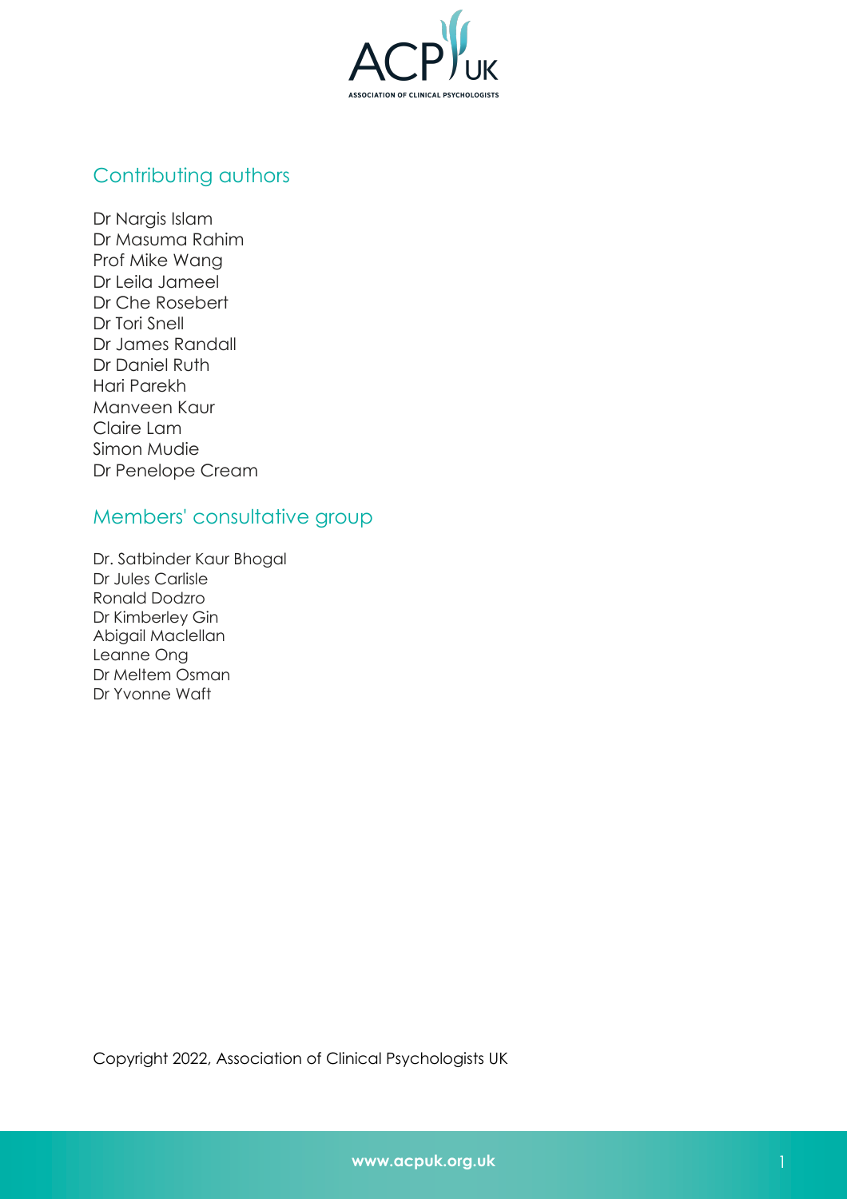## Contributing authors

Dr Nargis Islam
Dr Masuma Rahim
Prof Mike Wang
Dr Leila Jameel
Dr Che Rosebert
Dr Tori Snell
Dr James Randall
Dr Daniel Ruth
Hari Parekh
Manveen Kaur
Claire Lam
Simon Mudie
Dr Penelope Cream

## Members' consultative group

Dr. Satbinder Kaur Bhogal
Dr Jules Carlisle
Ronald Dodzro
Dr Kimberley Gin
Abigail Maclellan
Leanne Ong
Dr Meltem Osman
Dr Yvonne Waft

Copyright 2022, Association of Clinical Psychologists UK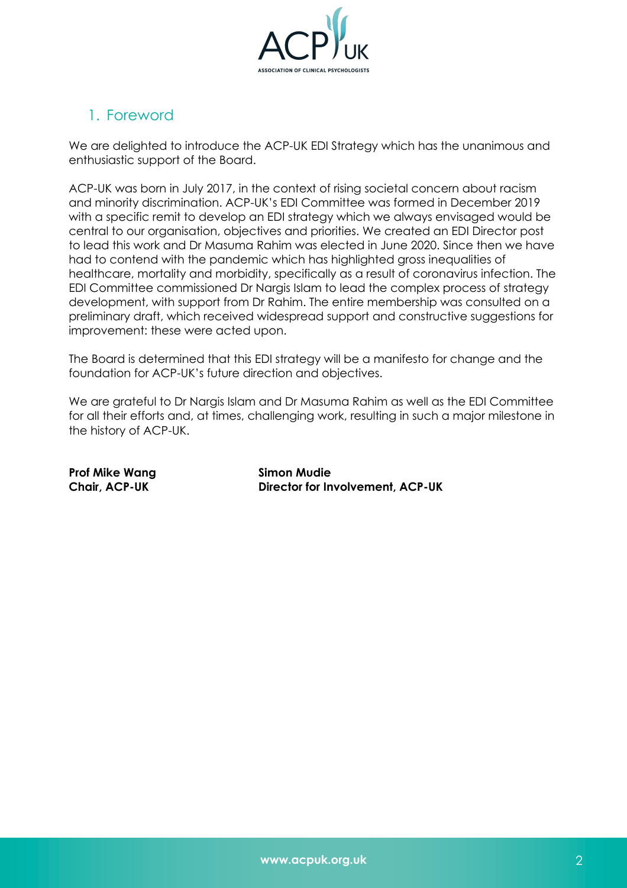## 1. Foreword

We are delighted to introduce the ACP-UK EDI Strategy which has the unanimous and enthusiastic support of the Board.

ACP-UK was born in July 2017, in the context of rising societal concern about racism and minority discrimination. ACP-UK's EDI Committee was formed in December 2019 with a specific remit to develop an EDI strategy which we always envisaged would be central to our organisation, objectives and priorities. We created an EDI Director post to lead this work and Dr Masuma Rahim was elected in June 2020. Since then we have had to contend with the pandemic which has highlighted gross inequalities of healthcare, mortality and morbidity, specifically as a result of coronavirus infection. The EDI Committee commissioned Dr Nargis Islam to lead the complex process of strategy development, with support from Dr Rahim. The entire membership was consulted on a preliminary draft, which received widespread support and constructive suggestions for improvement: these were acted upon.

The Board is determined that this EDI strategy will be a manifesto for change and the foundation for ACP-UK's future direction and objectives.

We are grateful to Dr Nargis Islam and Dr Masuma Rahim as well as the EDI Committee for all their efforts and, at times, challenging work, resulting in such a major milestone in the history of ACP-UK.

**Prof Mike Wang**
**Chair, ACP-UK**

**Simon Mudie**
**Director for Involvement, ACP-UK**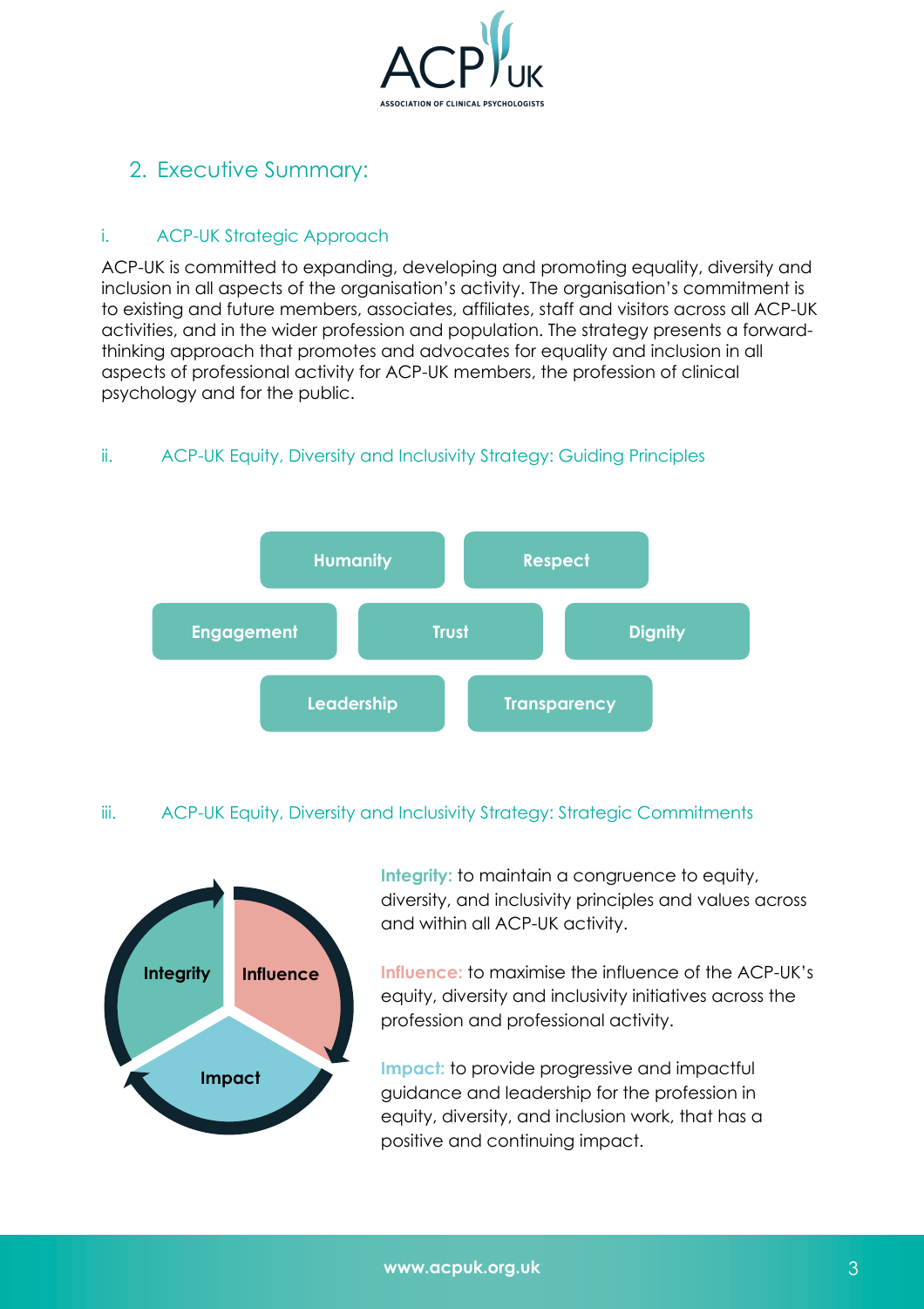## 2. Executive Summary:

### i. ACP-UK Strategic Approach

ACP-UK is committed to expanding, developing and promoting equality, diversity and inclusion in all aspects of the organisation's activity. The organisation's commitment is to existing and future members, associates, affiliates, staff and visitors across all ACP-UK activities, and in the wider profession and population. The strategy presents a forward-thinking approach that promotes and advocates for equality and inclusion in all aspects of professional activity for ACP-UK members, the profession of clinical psychology and for the public.

### ii. ACP-UK Equity, Diversity and Inclusivity Strategy: Guiding Principles

- Humanity
- Respect
- Engagement
- Trust
- Dignity
- Leadership
- Transparency

### iii. ACP-UK Equity, Diversity and Inclusivity Strategy: Strategic Commitments

Integrity — Influence — Impact

**Integrity:** to maintain a congruence to equity, diversity, and inclusivity principles and values across and within all ACP-UK activity.

**Influence:** to maximise the influence of the ACP-UK's equity, diversity and inclusivity initiatives across the profession and professional activity.

**Impact:** to provide progressive and impactful guidance and leadership for the profession in equity, diversity, and inclusion work, that has a positive and continuing impact.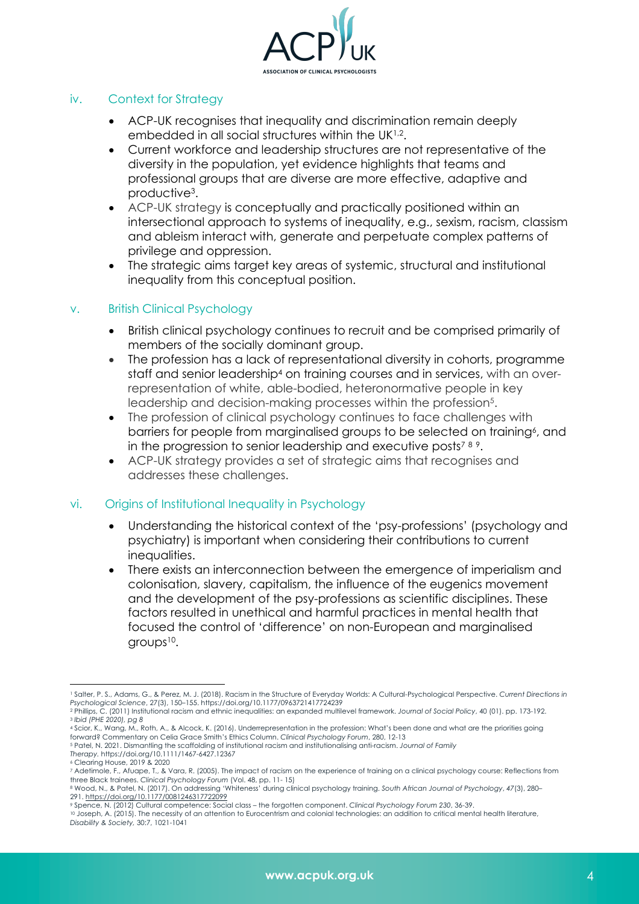### iv. Context for Strategy

- ACP-UK recognises that inequality and discrimination remain deeply embedded in all social structures within the UK[1,2].
- Current workforce and leadership structures are not representative of the diversity in the population, yet evidence highlights that teams and professional groups that are diverse are more effective, adaptive and productive[3].
- ACP-UK strategy is conceptually and practically positioned within an intersectional approach to systems of inequality, e.g., sexism, racism, classism and ableism interact with, generate and perpetuate complex patterns of privilege and oppression.
- The strategic aims target key areas of systemic, structural and institutional inequality from this conceptual position.

### v. British Clinical Psychology

- British clinical psychology continues to recruit and be comprised primarily of members of the socially dominant group.
- The profession has a lack of representational diversity in cohorts, programme staff and senior leadership[4] on training courses and in services, with an over-representation of white, able-bodied, heteronormative people in key leadership and decision-making processes within the profession[5].
- The profession of clinical psychology continues to face challenges with barriers for people from marginalised groups to be selected on training[6], and in the progression to senior leadership and executive posts[7] [8] [9].
- ACP-UK strategy provides a set of strategic aims that recognises and addresses these challenges.

### vi. Origins of Institutional Inequality in Psychology

- Understanding the historical context of the 'psy-professions' (psychology and psychiatry) is important when considering their contributions to current inequalities.
- There exists an interconnection between the emergence of imperialism and colonisation, slavery, capitalism, the influence of the eugenics movement and the development of the psy-professions as scientific disciplines. These factors resulted in unethical and harmful practices in mental health that focused the control of 'difference' on non-European and marginalised groups[10].

---

[1] Salter, P. S., Adams, G., & Perez, M. J. (2018). Racism in the Structure of Everyday Worlds: A Cultural-Psychological Perspective. *Current Directions in Psychological Science*, 27(3), 150–155. https://doi.org/10.1177/0963721417724239

[2] Phillips, C. (2011) Institutional racism and ethnic inequalities: an expanded multilevel framework. *Journal of Social Policy*, 40 (01). pp. 173-192.

[3] *Ibid (PHE 2020), pg 8*

[4] Scior, K., Wang, M., Roth, A., & Alcock, K. (2016). Underrepresentation in the profession: What's been done and what are the priorities going forward? Commentary on Celia Grace Smith's Ethics Column. *Clinical Psychology Forum*, 280, 12-13

[5] Patel, N. 2021. Dismantling the scaffolding of institutional racism and institutionalising anti-racism. *Journal of Family Therapy*. https://doi.org/10.1111/1467-6427.12367

[6] Clearing House, 2019 & 2020

[7] Adetimole, F., Afuape, T., & Vara, R. (2005). The impact of racism on the experience of training on a clinical psychology course: Reflections from three Black trainees. *Clinical Psychology Forum* (Vol. 48, pp. 11- 15)

[8] Wood, N., & Patel, N. (2017). On addressing 'Whiteness' during clinical psychology training. *South African Journal of Psychology*, *47*(3), 280–291. https://doi.org/10.1177/0081246317722099

[9] Spence, N. (2012) Cultural competence: Social class – the forgotten component. *Clinical Psychology Forum 230*, 36-39.

[10] Joseph, A. (2015). The necessity of an attention to Eurocentrism and colonial technologies: an addition to critical mental health literature, *Disability & Society*, 30:7, 1021-1041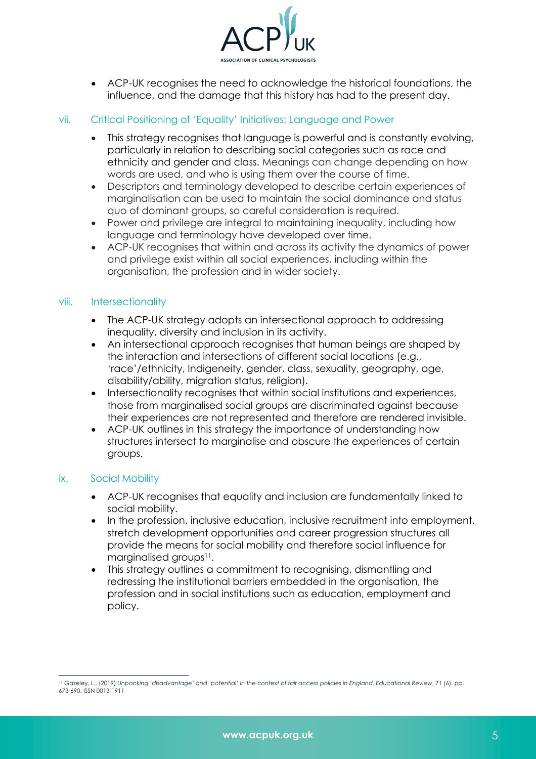- ACP-UK recognises the need to acknowledge the historical foundations, the influence, and the damage that this history has had to the present day.

### vii. Critical Positioning of 'Equality' Initiatives: Language and Power

- This strategy recognises that language is powerful and is constantly evolving, particularly in relation to describing social categories such as race and ethnicity and gender and class. Meanings can change depending on how words are used, and who is using them over the course of time.
- Descriptors and terminology developed to describe certain experiences of marginalisation can be used to maintain the social dominance and status quo of dominant groups, so careful consideration is required.
- Power and privilege are integral to maintaining inequality, including how language and terminology have developed over time.
- ACP-UK recognises that within and across its activity the dynamics of power and privilege exist within all social experiences, including within the organisation, the profession and in wider society.

### viii. Intersectionality

- The ACP-UK strategy adopts an intersectional approach to addressing inequality, diversity and inclusion in its activity.
- An intersectional approach recognises that human beings are shaped by the interaction and intersections of different social locations (e.g., 'race'/ethnicity, Indigeneity, gender, class, sexuality, geography, age, disability/ability, migration status, religion).
- Intersectionality recognises that within social institutions and experiences, those from marginalised social groups are discriminated against because their experiences are not represented and therefore are rendered invisible.
- ACP-UK outlines in this strategy the importance of understanding how structures intersect to marginalise and obscure the experiences of certain groups.

### ix. Social Mobility

- ACP-UK recognises that equality and inclusion are fundamentally linked to social mobility.
- In the profession, inclusive education, inclusive recruitment into employment, stretch development opportunities and career progression structures all provide the means for social mobility and therefore social influence for marginalised groups[11].
- This strategy outlines a commitment to recognising, dismantling and redressing the institutional barriers embedded in the organisation, the profession and in social institutions such as education, employment and policy.

---

[11] Gazeley, L., (2019) *Unpacking 'disadvantage' and 'potential' in the context of fair access policies in England. Educational Review*, 71 (6). pp. 673-690. ISSN 0013-1911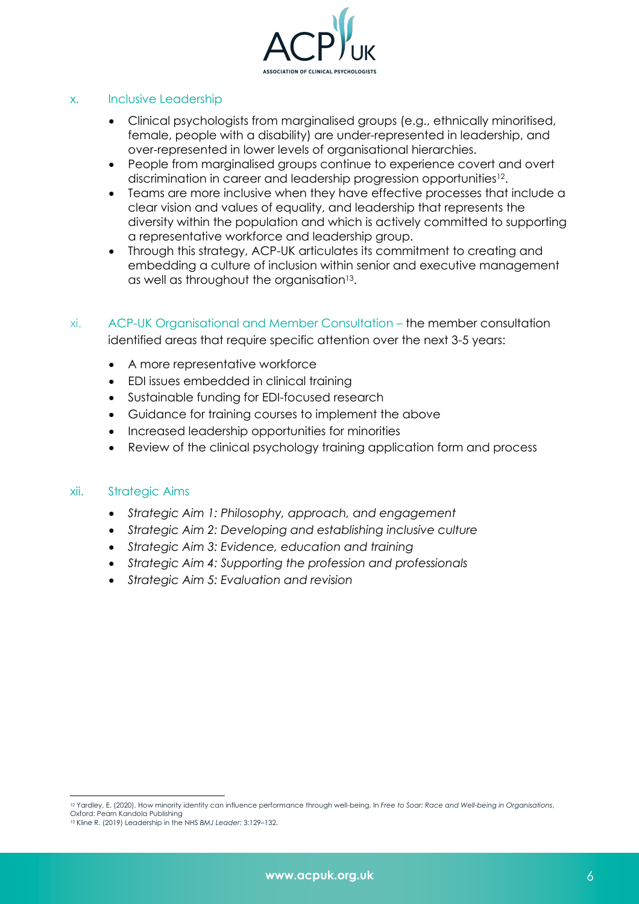## x. Inclusive Leadership

- Clinical psychologists from marginalised groups (e.g., ethnically minoritised, female, people with a disability) are under-represented in leadership, and over-represented in lower levels of organisational hierarchies.
- People from marginalised groups continue to experience covert and overt discrimination in career and leadership progression opportunities[12].
- Teams are more inclusive when they have effective processes that include a clear vision and values of equality, and leadership that represents the diversity within the population and which is actively committed to supporting a representative workforce and leadership group.
- Through this strategy, ACP-UK articulates its commitment to creating and embedding a culture of inclusion within senior and executive management as well as throughout the organisation[13].

## xi. ACP-UK Organisational and Member Consultation – the member consultation identified areas that require specific attention over the next 3-5 years:

- A more representative workforce
- EDI issues embedded in clinical training
- Sustainable funding for EDI-focused research
- Guidance for training courses to implement the above
- Increased leadership opportunities for minorities
- Review of the clinical psychology training application form and process

## xii. Strategic Aims

- *Strategic Aim 1: Philosophy, approach, and engagement*
- *Strategic Aim 2: Developing and establishing inclusive culture*
- *Strategic Aim 3: Evidence, education and training*
- *Strategic Aim 4: Supporting the profession and professionals*
- *Strategic Aim 5: Evaluation and revision*

---

[12] Yardley, E. (2020). How minority identity can influence performance through well-being. In *Free to Soar: Race and Well-being in Organisations*, Oxford: Pearn Kandola Publishing

[13] Kline R. (2019) Leadership in the NHS *BMJ Leader;* 3:129–132.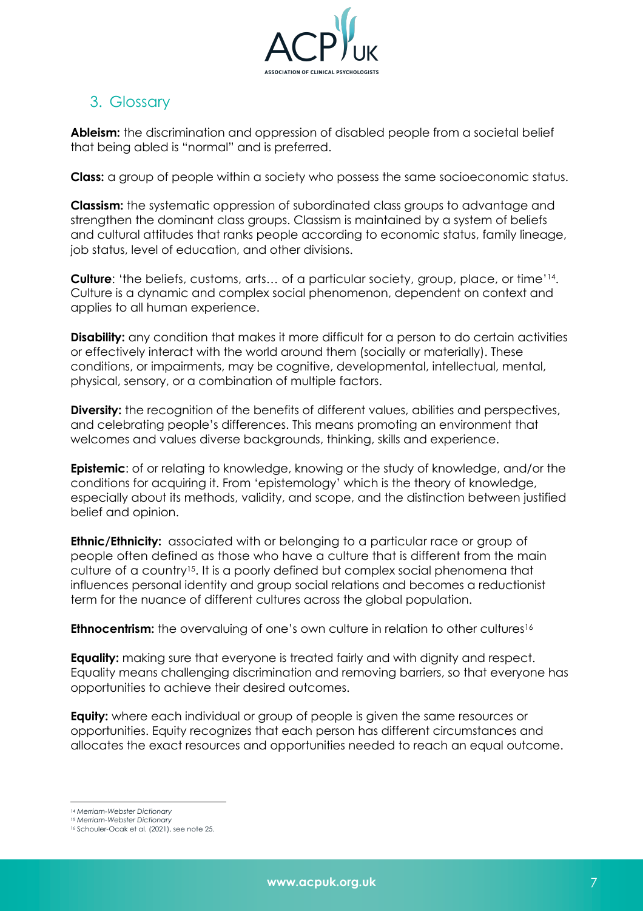## 3. Glossary

**Ableism:** the discrimination and oppression of disabled people from a societal belief that being abled is "normal" and is preferred.

**Class:** a group of people within a society who possess the same socioeconomic status.

**Classism:** the systematic oppression of subordinated class groups to advantage and strengthen the dominant class groups. Classism is maintained by a system of beliefs and cultural attitudes that ranks people according to economic status, family lineage, job status, level of education, and other divisions.

**Culture**: 'the beliefs, customs, arts… of a particular society, group, place, or time'[14]. Culture is a dynamic and complex social phenomenon, dependent on context and applies to all human experience.

**Disability:** any condition that makes it more difficult for a person to do certain activities or effectively interact with the world around them (socially or materially). These conditions, or impairments, may be cognitive, developmental, intellectual, mental, physical, sensory, or a combination of multiple factors.

**Diversity:** the recognition of the benefits of different values, abilities and perspectives, and celebrating people's differences. This means promoting an environment that welcomes and values diverse backgrounds, thinking, skills and experience.

**Epistemic**: of or relating to knowledge, knowing or the study of knowledge, and/or the conditions for acquiring it. From 'epistemology' which is the theory of knowledge, especially about its methods, validity, and scope, and the distinction between justified belief and opinion.

**Ethnic/Ethnicity:** associated with or belonging to a particular race or group of people often defined as those who have a culture that is different from the main culture of a country[15]. It is a poorly defined but complex social phenomena that influences personal identity and group social relations and becomes a reductionist term for the nuance of different cultures across the global population.

**Ethnocentrism:** the overvaluing of one's own culture in relation to other cultures[16]

**Equality:** making sure that everyone is treated fairly and with dignity and respect. Equality means challenging discrimination and removing barriers, so that everyone has opportunities to achieve their desired outcomes.

**Equity:** where each individual or group of people is given the same resources or opportunities. Equity recognizes that each person has different circumstances and allocates the exact resources and opportunities needed to reach an equal outcome.

---

[14] *Merriam-Webster Dictionary*
[15] *Merriam-Webster Dictionary*
[16] Schouler-Ocak et al. (2021), see note 25.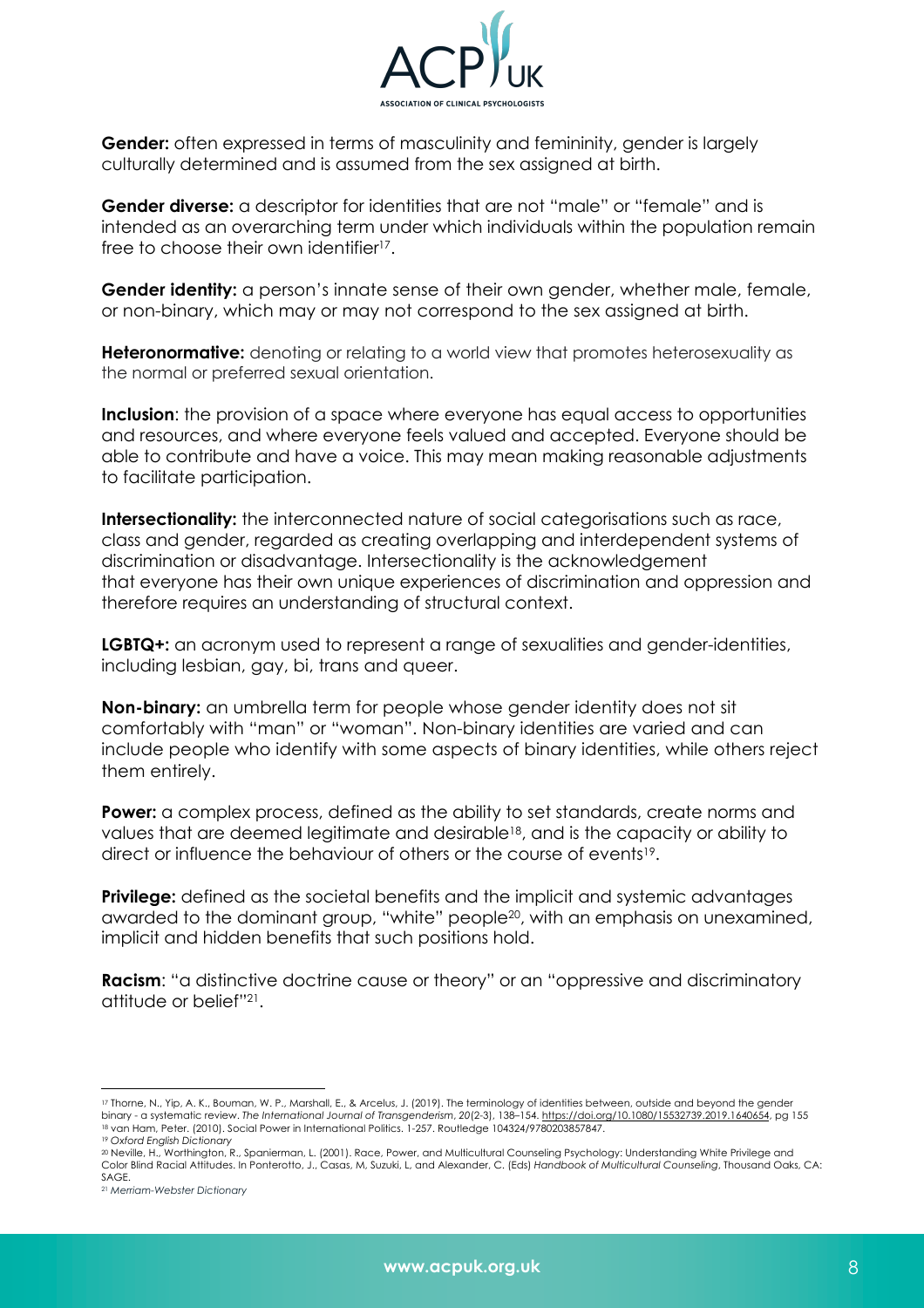**Gender:** often expressed in terms of masculinity and femininity, gender is largely culturally determined and is assumed from the sex assigned at birth.

**Gender diverse:** a descriptor for identities that are not "male" or "female" and is intended as an overarching term under which individuals within the population remain free to choose their own identifier[17].

**Gender identity:** a person's innate sense of their own gender, whether male, female, or non-binary, which may or may not correspond to the sex assigned at birth.

**Heteronormative:** denoting or relating to a world view that promotes heterosexuality as the normal or preferred sexual orientation.

**Inclusion**: the provision of a space where everyone has equal access to opportunities and resources, and where everyone feels valued and accepted. Everyone should be able to contribute and have a voice. This may mean making reasonable adjustments to facilitate participation.

**Intersectionality:** the interconnected nature of social categorisations such as race, class and gender, regarded as creating overlapping and interdependent systems of discrimination or disadvantage. Intersectionality is the acknowledgement that everyone has their own unique experiences of discrimination and oppression and therefore requires an understanding of structural context.

**LGBTQ+:** an acronym used to represent a range of sexualities and gender-identities, including lesbian, gay, bi, trans and queer.

**Non-binary:** an umbrella term for people whose gender identity does not sit comfortably with "man" or "woman". Non-binary identities are varied and can include people who identify with some aspects of binary identities, while others reject them entirely.

**Power:** a complex process, defined as the ability to set standards, create norms and values that are deemed legitimate and desirable[18], and is the capacity or ability to direct or influence the behaviour of others or the course of events[19].

**Privilege:** defined as the societal benefits and the implicit and systemic advantages awarded to the dominant group, "white" people[20], with an emphasis on unexamined, implicit and hidden benefits that such positions hold.

**Racism**: "a distinctive doctrine cause or theory" or an "oppressive and discriminatory attitude or belief"[21].

---

[17] Thorne, N., Yip, A. K., Bouman, W. P., Marshall, E., & Arcelus, J. (2019). The terminology of identities between, outside and beyond the gender binary - a systematic review. *The International Journal of Transgenderism*, *20*(2-3), 138–154. https://doi.org/10.1080/15532739.2019.1640654, pg 155

[18] van Ham, Peter. (2010). Social Power in International Politics. 1-257. Routledge 104324/9780203857847.

[19] *Oxford English Dictionary*

[20] Neville, H., Worthington, R., Spanierman, L. (2001). Race, Power, and Multicultural Counseling Psychology: Understanding White Privilege and Color Blind Racial Attitudes. In Ponterotto, J., Casas, M, Suzuki, L, and Alexander, C. (Eds) *Handbook of Multicultural Counseling*, Thousand Oaks, CA: SAGE.

[21] *Merriam-Webster Dictionary*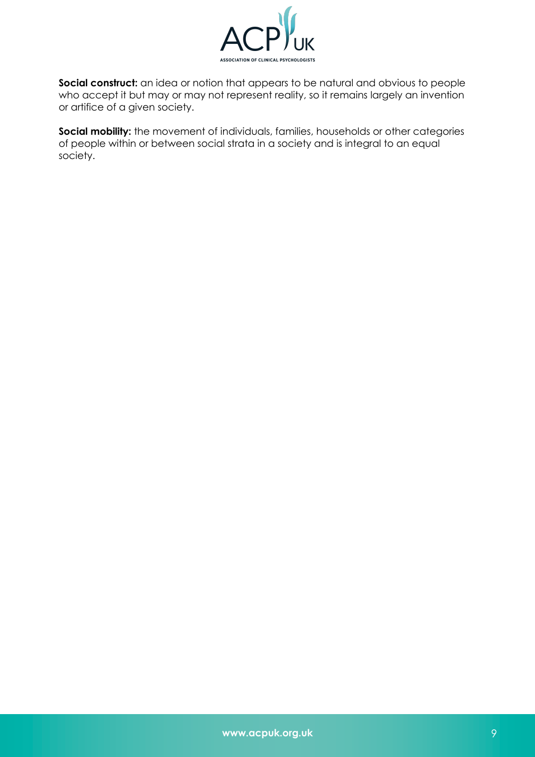**Social construct:** an idea or notion that appears to be natural and obvious to people who accept it but may or may not represent reality, so it remains largely an invention or artifice of a given society.

**Social mobility:** the movement of individuals, families, households or other categories of people within or between social strata in a society and is integral to an equal society.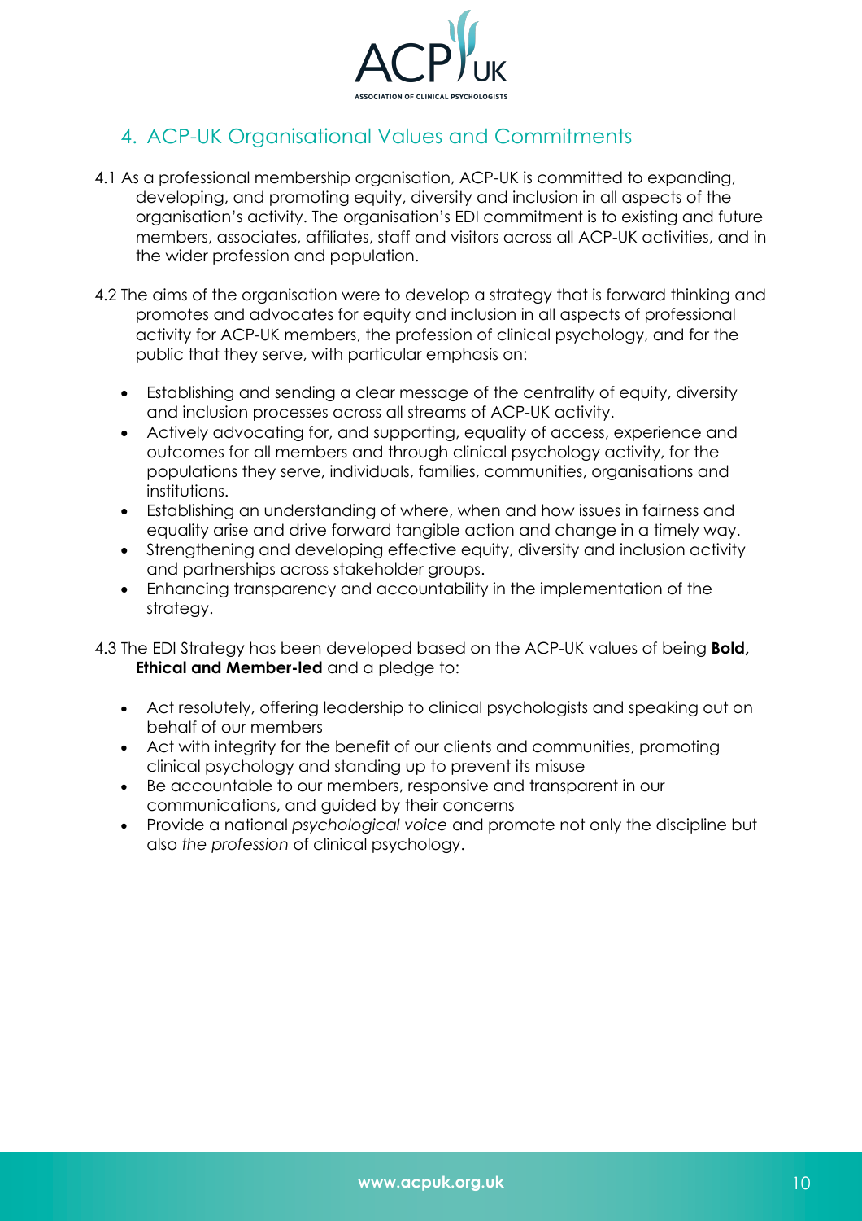## 4. ACP-UK Organisational Values and Commitments

4.1 As a professional membership organisation, ACP-UK is committed to expanding, developing, and promoting equity, diversity and inclusion in all aspects of the organisation's activity. The organisation's EDI commitment is to existing and future members, associates, affiliates, staff and visitors across all ACP-UK activities, and in the wider profession and population.

4.2 The aims of the organisation were to develop a strategy that is forward thinking and promotes and advocates for equity and inclusion in all aspects of professional activity for ACP-UK members, the profession of clinical psychology, and for the public that they serve, with particular emphasis on:

- Establishing and sending a clear message of the centrality of equity, diversity and inclusion processes across all streams of ACP-UK activity.
- Actively advocating for, and supporting, equality of access, experience and outcomes for all members and through clinical psychology activity, for the populations they serve, individuals, families, communities, organisations and institutions.
- Establishing an understanding of where, when and how issues in fairness and equality arise and drive forward tangible action and change in a timely way.
- Strengthening and developing effective equity, diversity and inclusion activity and partnerships across stakeholder groups.
- Enhancing transparency and accountability in the implementation of the strategy.

4.3 The EDI Strategy has been developed based on the ACP-UK values of being **Bold, Ethical and Member-led** and a pledge to:

- Act resolutely, offering leadership to clinical psychologists and speaking out on behalf of our members
- Act with integrity for the benefit of our clients and communities, promoting clinical psychology and standing up to prevent its misuse
- Be accountable to our members, responsive and transparent in our communications, and guided by their concerns
- Provide a national *psychological voice* and promote not only the discipline but also *the profession* of clinical psychology.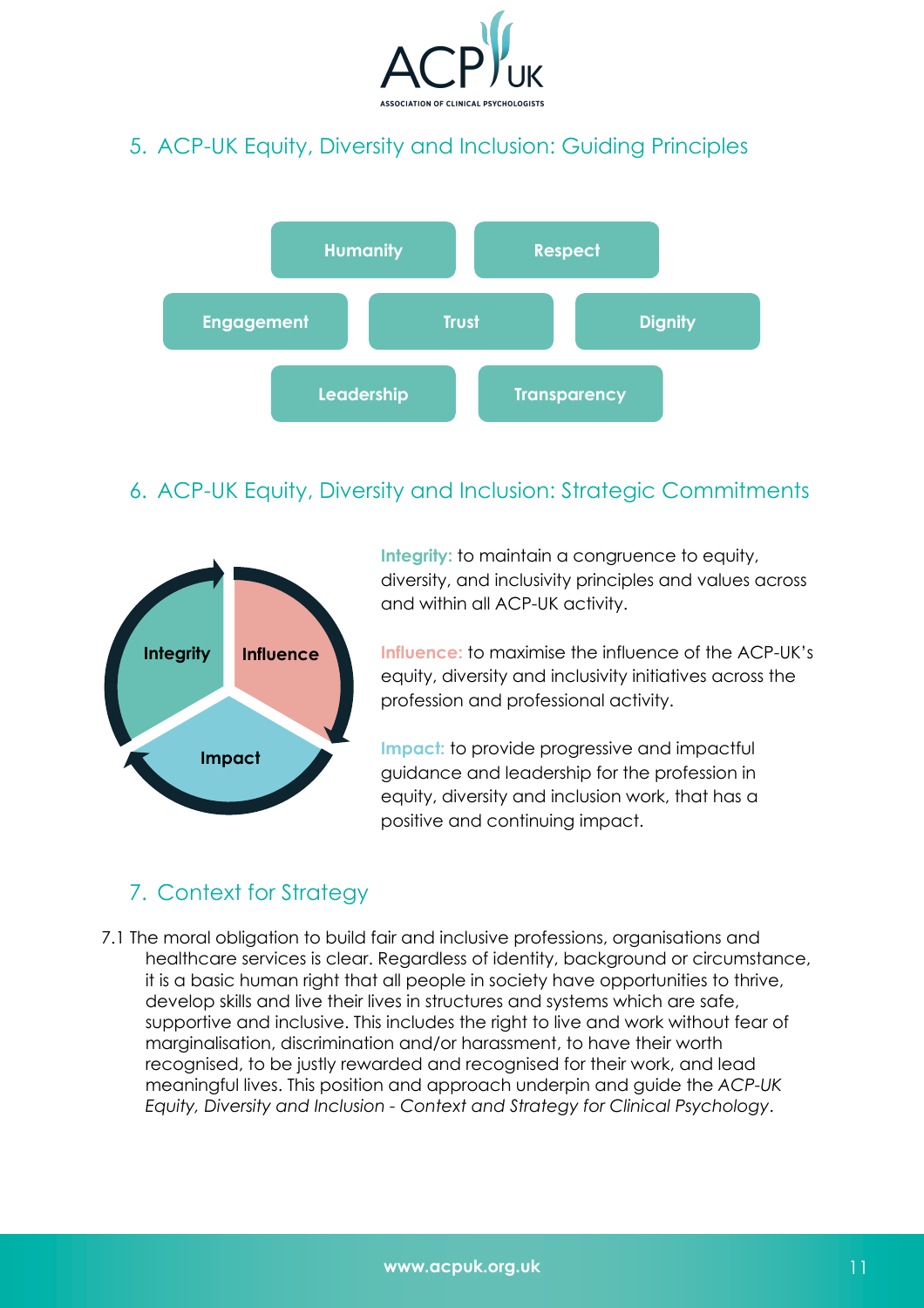## 5. ACP-UK Equity, Diversity and Inclusion: Guiding Principles

- Humanity
- Respect
- Engagement
- Trust
- Dignity
- Leadership
- Transparency

## 6. ACP-UK Equity, Diversity and Inclusion: Strategic Commitments

**Integrity:** to maintain a congruence to equity, diversity, and inclusivity principles and values across and within all ACP-UK activity.

**Influence:** to maximise the influence of the ACP-UK's equity, diversity and inclusivity initiatives across the profession and professional activity.

**Impact:** to provide progressive and impactful guidance and leadership for the profession in equity, diversity and inclusion work, that has a positive and continuing impact.

## 7. Context for Strategy

7.1 The moral obligation to build fair and inclusive professions, organisations and healthcare services is clear. Regardless of identity, background or circumstance, it is a basic human right that all people in society have opportunities to thrive, develop skills and live their lives in structures and systems which are safe, supportive and inclusive. This includes the right to live and work without fear of marginalisation, discrimination and/or harassment, to have their worth recognised, to be justly rewarded and recognised for their work, and lead meaningful lives. This position and approach underpin and guide the *ACP-UK Equity, Diversity and Inclusion - Context and Strategy for Clinical Psychology*.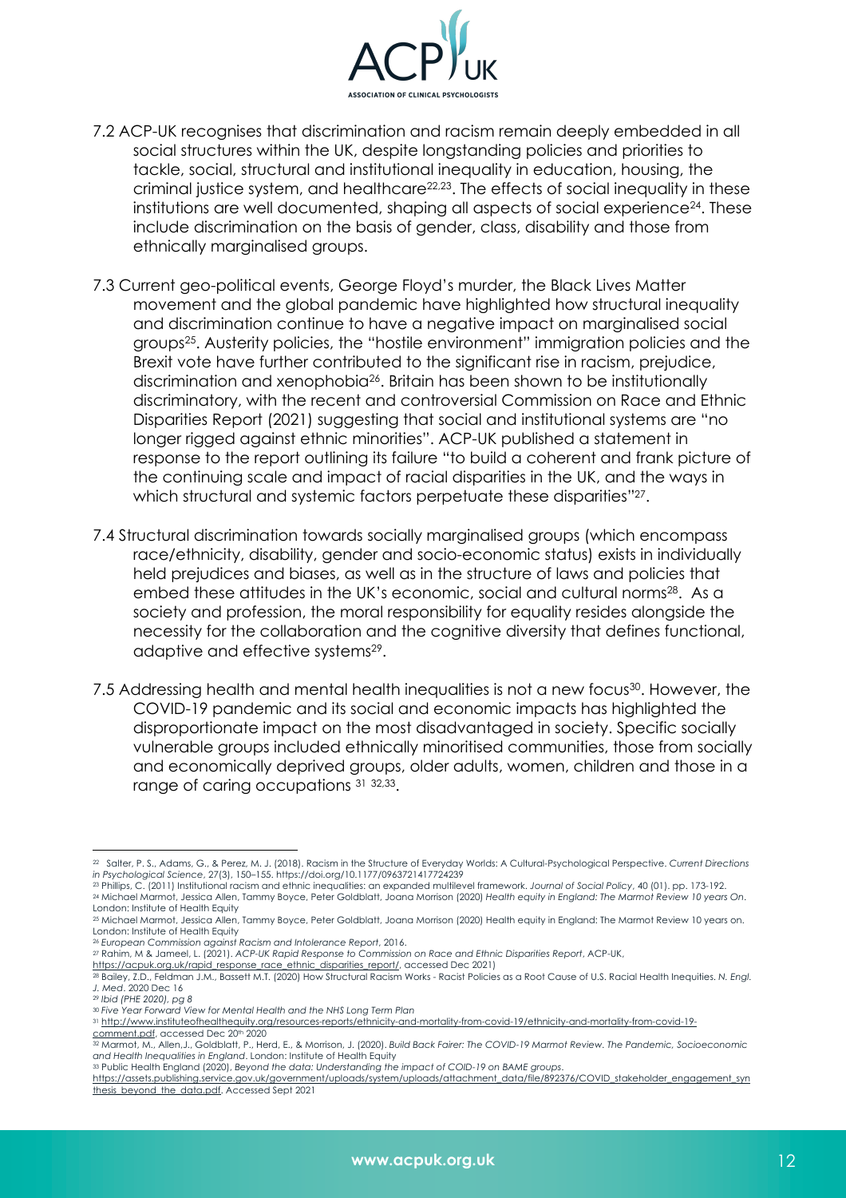7.2 ACP-UK recognises that discrimination and racism remain deeply embedded in all social structures within the UK, despite longstanding policies and priorities to tackle, social, structural and institutional inequality in education, housing, the criminal justice system, and healthcare[22,23]. The effects of social inequality in these institutions are well documented, shaping all aspects of social experience[24]. These include discrimination on the basis of gender, class, disability and those from ethnically marginalised groups.

7.3 Current geo-political events, George Floyd's murder, the Black Lives Matter movement and the global pandemic have highlighted how structural inequality and discrimination continue to have a negative impact on marginalised social groups[25]. Austerity policies, the "hostile environment" immigration policies and the Brexit vote have further contributed to the significant rise in racism, prejudice, discrimination and xenophobia[26]. Britain has been shown to be institutionally discriminatory, with the recent and controversial Commission on Race and Ethnic Disparities Report (2021) suggesting that social and institutional systems are "no longer rigged against ethnic minorities". ACP-UK published a statement in response to the report outlining its failure "to build a coherent and frank picture of the continuing scale and impact of racial disparities in the UK, and the ways in which structural and systemic factors perpetuate these disparities"[27].

7.4 Structural discrimination towards socially marginalised groups (which encompass race/ethnicity, disability, gender and socio-economic status) exists in individually held prejudices and biases, as well as in the structure of laws and policies that embed these attitudes in the UK's economic, social and cultural norms[28]. As a society and profession, the moral responsibility for equality resides alongside the necessity for the collaboration and the cognitive diversity that defines functional, adaptive and effective systems[29].

7.5 Addressing health and mental health inequalities is not a new focus[30]. However, the COVID-19 pandemic and its social and economic impacts has highlighted the disproportionate impact on the most disadvantaged in society. Specific socially vulnerable groups included ethnically minoritised communities, those from socially and economically deprived groups, older adults, women, children and those in a range of caring occupations [31 32,33].

---

[22] Salter, P. S., Adams, G., & Perez, M. J. (2018). Racism in the Structure of Everyday Worlds: A Cultural-Psychological Perspective. *Current Directions in Psychological Science*, 27(3), 150–155. https://doi.org/10.1177/0963721417724239

[23] Phillips, C. (2011) Institutional racism and ethnic inequalities: an expanded multilevel framework. *Journal of Social Policy*, 40 (01). pp. 173-192.

[24] Michael Marmot, Jessica Allen, Tammy Boyce, Peter Goldblatt, Joana Morrison (2020) *Health equity in England: The Marmot Review 10 years On*. London: Institute of Health Equity

[25] Michael Marmot, Jessica Allen, Tammy Boyce, Peter Goldblatt, Joana Morrison (2020) Health equity in England: The Marmot Review 10 years on. London: Institute of Health Equity

[26] *European Commission against Racism and Intolerance Report*, 2016.

[27] Rahim, M & Jameel, L. (2021). *ACP-UK Rapid Response to Commission on Race and Ethnic Disparities Report*, ACP-UK, https://acpuk.org.uk/rapid_response_race_ethnic_disparities_report/, accessed Dec 2021)

[28] Bailey, Z.D., Feldman J.M., Bassett M.T. (2020) How Structural Racism Works - Racist Policies as a Root Cause of U.S. Racial Health Inequities. *N. Engl. J. Med*. 2020 Dec 16

[29] *Ibid (PHE 2020), pg 8*

[30] *Five Year Forward View for Mental Health and the NHS Long Term Plan*

[31] http://www.instituteofhealthequity.org/resources-reports/ethnicity-and-mortality-from-covid-19/ethnicity-and-mortality-from-covid-19-comment.pdf, accessed Dec 20th 2020

[32] Marmot, M., Allen,J., Goldblatt, P., Herd, E., & Morrison, J. (2020). *Build Back Fairer: The COVID-19 Marmot Review. The Pandemic, Socioeconomic and Health Inequalities in England*. London: Institute of Health Equity

[33] Public Health England (2020), *Beyond the data: Understanding the impact of COID-19 on BAME groups*. https://assets.publishing.service.gov.uk/government/uploads/system/uploads/attachment_data/file/892376/COVID_stakeholder_engagement_synthesis_beyond_the_data.pdf. Accessed Sept 2021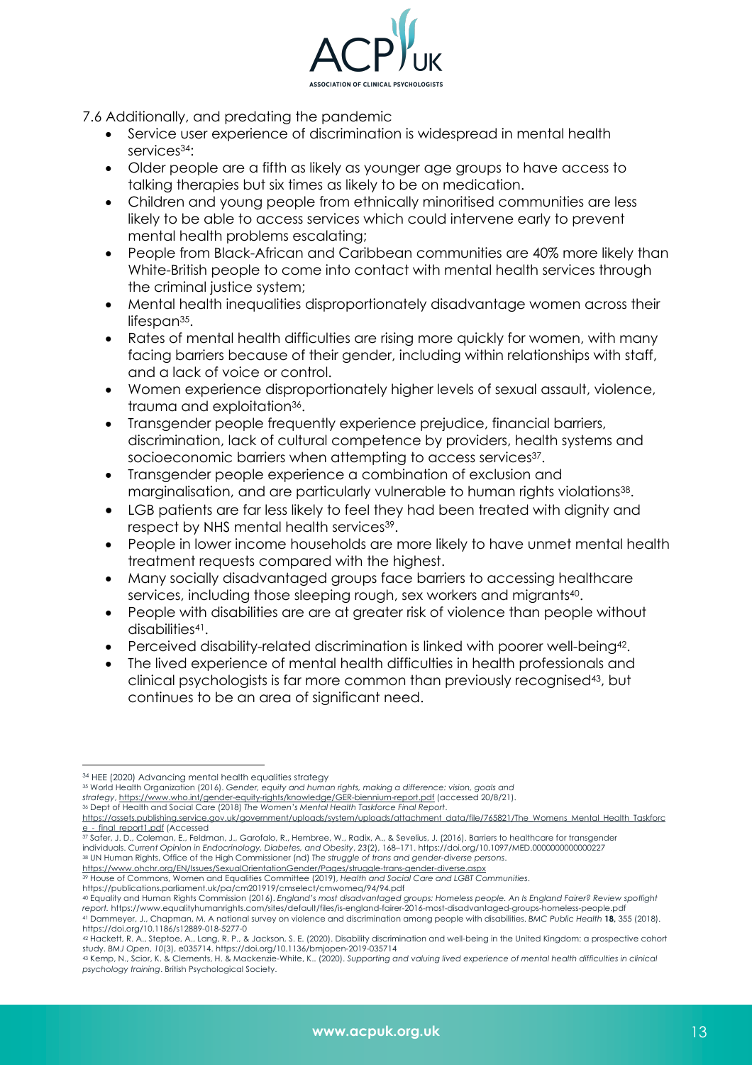7.6 Additionally, and predating the pandemic

- Service user experience of discrimination is widespread in mental health services[34]:
- Older people are a fifth as likely as younger age groups to have access to talking therapies but six times as likely to be on medication.
- Children and young people from ethnically minoritised communities are less likely to be able to access services which could intervene early to prevent mental health problems escalating;
- People from Black-African and Caribbean communities are 40% more likely than White-British people to come into contact with mental health services through the criminal justice system;
- Mental health inequalities disproportionately disadvantage women across their lifespan[35].
- Rates of mental health difficulties are rising more quickly for women, with many facing barriers because of their gender, including within relationships with staff, and a lack of voice or control.
- Women experience disproportionately higher levels of sexual assault, violence, trauma and exploitation[36].
- Transgender people frequently experience prejudice, financial barriers, discrimination, lack of cultural competence by providers, health systems and socioeconomic barriers when attempting to access services[37].
- Transgender people experience a combination of exclusion and marginalisation, and are particularly vulnerable to human rights violations[38].
- LGB patients are far less likely to feel they had been treated with dignity and respect by NHS mental health services[39].
- People in lower income households are more likely to have unmet mental health treatment requests compared with the highest.
- Many socially disadvantaged groups face barriers to accessing healthcare services, including those sleeping rough, sex workers and migrants[40].
- People with disabilities are are at greater risk of violence than people without disabilities[41].
- Perceived disability-related discrimination is linked with poorer well-being[42].
- The lived experience of mental health difficulties in health professionals and clinical psychologists is far more common than previously recognised[43], but continues to be an area of significant need.

---

[34] HEE (2020) Advancing mental health equalities strategy

[35] World Health Organization (2016). *Gender, equity and human rights, making a difference: vision, goals and strategy*, https://www.who.int/gender-equity-rights/knowledge/GER-biennium-report.pdf (accessed 20/8/21).

[36] Dept of Health and Social Care (2018) *The Women's Mental Health Taskforce Final Report*. https://assets.publishing.service.gov.uk/government/uploads/system/uploads/attachment_data/file/765821/The_Womens_Mental_Health_Taskforce_-_final_report1.pdf (Accessed

[37] Safer, J. D., Coleman, E., Feldman, J., Garofalo, R., Hembree, W., Radix, A., & Sevelius, J. (2016). Barriers to healthcare for transgender individuals. *Current Opinion in Endocrinology, Diabetes, and Obesity*, *23*(2), 168–171. https://doi.org/10.1097/MED.0000000000000227

[38] UN Human Rights, Office of the High Commissioner (nd) *The struggle of trans and gender-diverse persons*. https://www.ohchr.org/EN/Issues/SexualOrientationGender/Pages/struggle-trans-gender-diverse.aspx

[39] House of Commons, Women and Equalities Committee (2019), *Health and Social Care and LGBT Communities*. https://publications.parliament.uk/pa/cm201919/cmselect/cmwomeq/94/94.pdf

[40] Equality and Human Rights Commission (2016). *England's most disadvantaged groups: Homeless people. An Is England Fairer? Review spotlight report.* https://www.equalityhumanrights.com/sites/default/files/is-england-fairer-2016-most-disadvantaged-groups-homeless-people.pdf

[41] Dammeyer, J., Chapman, M. A national survey on violence and discrimination among people with disabilities. *BMC Public Health* **18,** 355 (2018). https://doi.org/10.1186/s12889-018-5277-0

[42] Hackett, R. A., Steptoe, A., Lang, R. P., & Jackson, S. E. (2020). Disability discrimination and well-being in the United Kingdom: a prospective cohort study. *BMJ Open*, *10*(3), e035714. https://doi.org/10.1136/bmjopen-2019-035714

[43] Kemp, N., Scior, K. & Clements, H. & Mackenzie-White, K.. (2020). *Supporting and valuing lived experience of mental health difficulties in clinical psychology training*. British Psychological Society.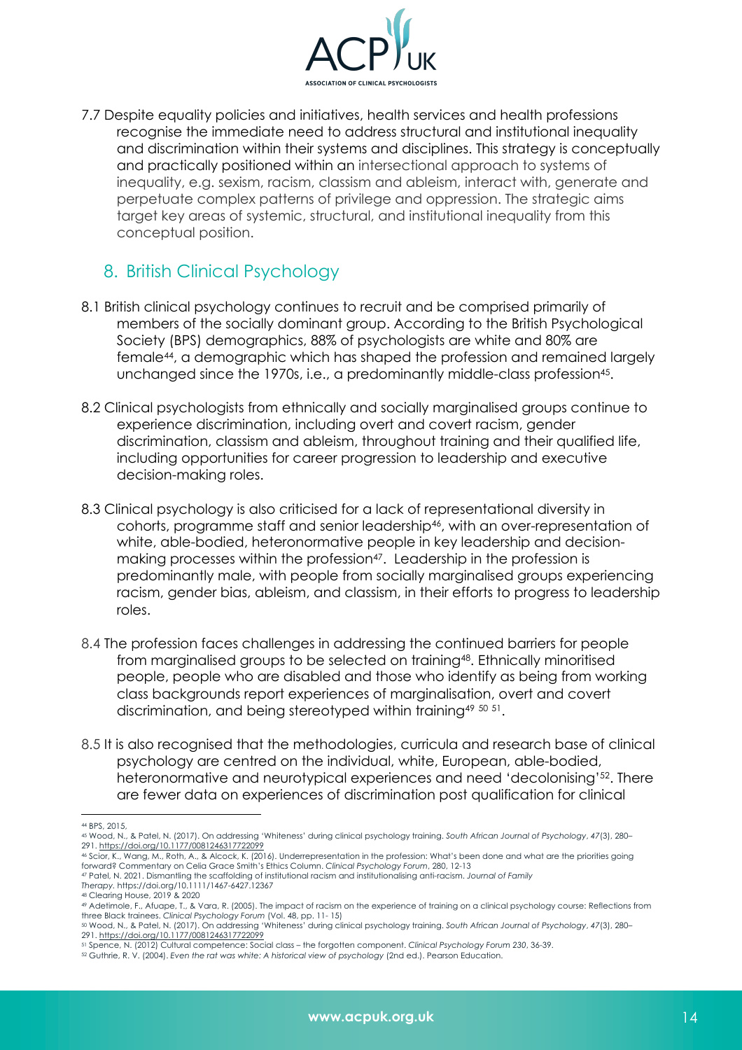7.7 Despite equality policies and initiatives, health services and health professions recognise the immediate need to address structural and institutional inequality and discrimination within their systems and disciplines. This strategy is conceptually and practically positioned within an intersectional approach to systems of inequality, e.g. sexism, racism, classism and ableism, interact with, generate and perpetuate complex patterns of privilege and oppression. The strategic aims target key areas of systemic, structural, and institutional inequality from this conceptual position.

## 8. British Clinical Psychology

8.1 British clinical psychology continues to recruit and be comprised primarily of members of the socially dominant group. According to the British Psychological Society (BPS) demographics, 88% of psychologists are white and 80% are female[44], a demographic which has shaped the profession and remained largely unchanged since the 1970s, i.e., a predominantly middle-class profession[45].

8.2 Clinical psychologists from ethnically and socially marginalised groups continue to experience discrimination, including overt and covert racism, gender discrimination, classism and ableism, throughout training and their qualified life, including opportunities for career progression to leadership and executive decision-making roles.

8.3 Clinical psychology is also criticised for a lack of representational diversity in cohorts, programme staff and senior leadership[46], with an over-representation of white, able-bodied, heteronormative people in key leadership and decision-making processes within the profession[47]. Leadership in the profession is predominantly male, with people from socially marginalised groups experiencing racism, gender bias, ableism, and classism, in their efforts to progress to leadership roles.

8.4 The profession faces challenges in addressing the continued barriers for people from marginalised groups to be selected on training[48]. Ethnically minoritised people, people who are disabled and those who identify as being from working class backgrounds report experiences of marginalisation, overt and covert discrimination, and being stereotyped within training[49 50 51].

8.5 It is also recognised that the methodologies, curricula and research base of clinical psychology are centred on the individual, white, European, able-bodied, heteronormative and neurotypical experiences and need 'decolonising'[52]. There are fewer data on experiences of discrimination post qualification for clinical

---

[44] BPS, 2015,

[45] Wood, N., & Patel, N. (2017). On addressing 'Whiteness' during clinical psychology training. *South African Journal of Psychology*, *47*(3), 280–291. https://doi.org/10.1177/0081246317722099

[46] Scior, K., Wang, M., Roth, A., & Alcock, K. (2016). Underrepresentation in the profession: What's been done and what are the priorities going forward? Commentary on Celia Grace Smith's Ethics Column. *Clinical Psychology Forum*, 280, 12-13

[47] Patel, N. 2021. Dismantling the scaffolding of institutional racism and institutionalising anti-racism. *Journal of Family Therapy*. https://doi.org/10.1111/1467-6427.12367

[48] Clearing House, 2019 & 2020

[49] Adetimole, F., Afuape, T., & Vara, R. (2005). The impact of racism on the experience of training on a clinical psychology course: Reflections from three Black trainees. *Clinical Psychology Forum* (Vol. 48, pp. 11- 15)

[50] Wood, N., & Patel, N. (2017). On addressing 'Whiteness' during clinical psychology training. *South African Journal of Psychology*, *47*(3), 280–291. https://doi.org/10.1177/0081246317722099

[51] Spence, N. (2012) Cultural competence: Social class – the forgotten component. *Clinical Psychology Forum 230*, 36-39.

[52] Guthrie, R. V. (2004). *Even the rat was white: A historical view of psychology* (2nd ed.). Pearson Education.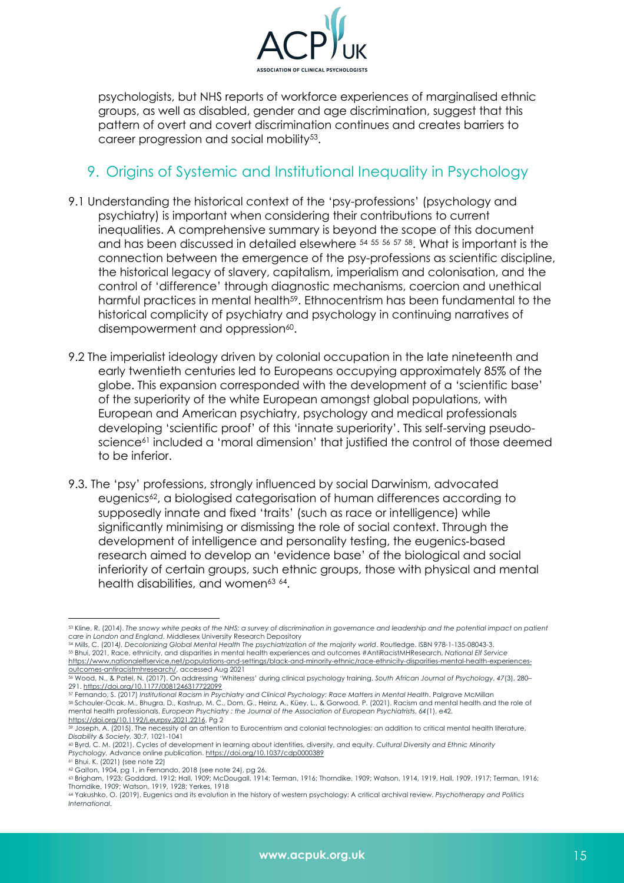psychologists, but NHS reports of workforce experiences of marginalised ethnic groups, as well as disabled, gender and age discrimination, suggest that this pattern of overt and covert discrimination continues and creates barriers to career progression and social mobility[53].

## 9. Origins of Systemic and Institutional Inequality in Psychology

9.1 Understanding the historical context of the 'psy-professions' (psychology and psychiatry) is important when considering their contributions to current inequalities. A comprehensive summary is beyond the scope of this document and has been discussed in detailed elsewhere [54] [55] [56] [57] [58]. What is important is the connection between the emergence of the psy-professions as scientific discipline, the historical legacy of slavery, capitalism, imperialism and colonisation, and the control of 'difference' through diagnostic mechanisms, coercion and unethical harmful practices in mental health[59]. Ethnocentrism has been fundamental to the historical complicity of psychiatry and psychology in continuing narratives of disempowerment and oppression[60].

9.2 The imperialist ideology driven by colonial occupation in the late nineteenth and early twentieth centuries led to Europeans occupying approximately 85% of the globe. This expansion corresponded with the development of a 'scientific base' of the superiority of the white European amongst global populations, with European and American psychiatry, psychology and medical professionals developing 'scientific proof' of this 'innate superiority'. This self-serving pseudo-science[61] included a 'moral dimension' that justified the control of those deemed to be inferior.

9.3. The 'psy' professions, strongly influenced by social Darwinism, advocated eugenics[62], a biologised categorisation of human differences according to supposedly innate and fixed 'traits' (such as race or intelligence) while significantly minimising or dismissing the role of social context. Through the development of intelligence and personality testing, the eugenics-based research aimed to develop an 'evidence base' of the biological and social inferiority of certain groups, such ethnic groups, those with physical and mental health disabilities, and women[63] [64].

---

[53] Kline, R. (2014). *The snowy white peaks of the NHS: a survey of discrimination in governance and leadership and the potential impact on patient care in London and England*. Middlesex University Research Depository

[54] Mills, C. (2014). *Decolonizing Global Mental Health The psychiatrization of the majority world*. Routledge. ISBN 978-1-135-08043-3.

[55] Bhui, 2021, Race, ethnicity, and disparities in mental health experiences and outcomes #AntiRacistMHResearch, *National Elf Service* https://www.nationalelfservice.net/populations-and-settings/black-and-minority-ethnic/race-ethnicity-disparities-mental-health-experiences-outcomes-antiracistmhresearch/, accessed Aug 2021

[56] Wood, N., & Patel, N. (2017). On addressing 'Whiteness' during clinical psychology training. *South African Journal of Psychology*, *47*(3), 280–291. https://doi.org/10.1177/0081246317722099

[57] Fernando, S. (2017) *Institutional Racism in Psychiatry and Clinical Psychology: Race Matters in Mental Health*. Palgrave McMillan

[58] Schouler-Ocak, M., Bhugra, D., Kastrup, M. C., Dom, G., Heinz, A., Küey, L., & Gorwood, P. (2021). Racism and mental health and the role of mental health professionals. *European Psychiatry : the Journal of the Association of European Psychiatrists*, *64*(1), e42. https://doi.org/10.1192/j.eurpsy.2021.2216, Pg 2

[59] Joseph, A. (2015). The necessity of an attention to Eurocentrism and colonial technologies: an addition to critical mental health literature, *Disability & Society,* 30:7, 1021-1041

[60] Byrd, C. M. (2021). Cycles of development in learning about identities, diversity, and equity. *Cultural Diversity and Ethnic Minority Psychology.* Advance online publication. https://doi.org/10.1037/cdp0000389

[61] Bhui. K. (2021) (see note 22)

[62] Galton, 1904, pg 1, in Fernando, 2018 (see note 24), pg 26.

[63] Brigham, 1923; Goddard, 1912; Hall, 1909; McDougall, 1914; Terman, 1916; Thorndike, 1909; Watson, 1914, 1919, Hall, 1909, 1917; Terman, 1916; Thorndike, 1909; Watson, 1919, 1928; Yerkes, 1918

[64] Yakushko, O. (2019). Eugenics and its evolution in the history of western psychology: A critical archival review. *Psychotherapy and Politics International*.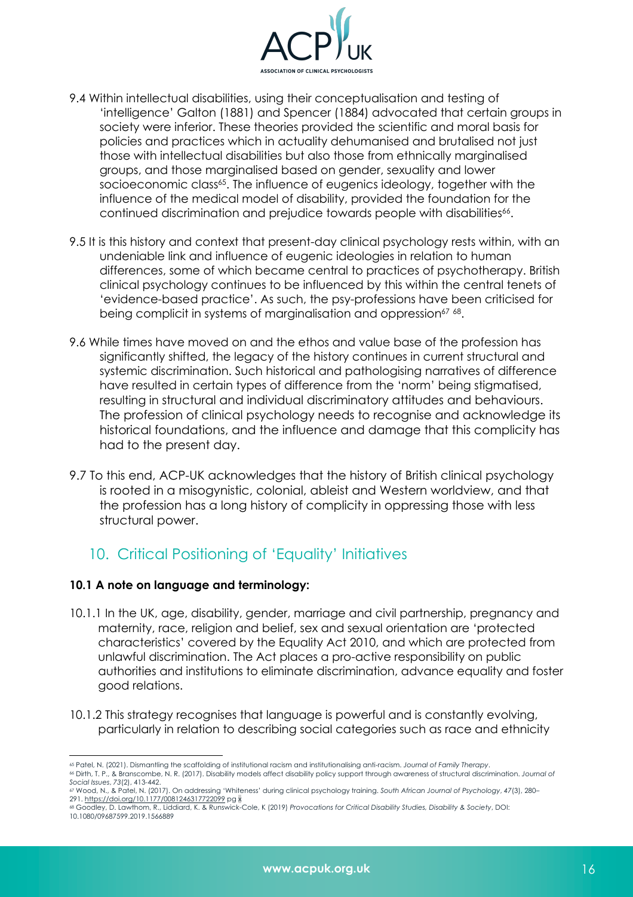9.4 Within intellectual disabilities, using their conceptualisation and testing of 'intelligence' Galton (1881) and Spencer (1884) advocated that certain groups in society were inferior. These theories provided the scientific and moral basis for policies and practices which in actuality dehumanised and brutalised not just those with intellectual disabilities but also those from ethnically marginalised groups, and those marginalised based on gender, sexuality and lower socioeconomic class[65]. The influence of eugenics ideology, together with the influence of the medical model of disability, provided the foundation for the continued discrimination and prejudice towards people with disabilities[66].

9.5 It is this history and context that present-day clinical psychology rests within, with an undeniable link and influence of eugenic ideologies in relation to human differences, some of which became central to practices of psychotherapy. British clinical psychology continues to be influenced by this within the central tenets of 'evidence-based practice'. As such, the psy-professions have been criticised for being complicit in systems of marginalisation and oppression[67 68].

9.6 While times have moved on and the ethos and value base of the profession has significantly shifted, the legacy of the history continues in current structural and systemic discrimination. Such historical and pathologising narratives of difference have resulted in certain types of difference from the 'norm' being stigmatised, resulting in structural and individual discriminatory attitudes and behaviours. The profession of clinical psychology needs to recognise and acknowledge its historical foundations, and the influence and damage that this complicity has had to the present day.

9.7 To this end, ACP-UK acknowledges that the history of British clinical psychology is rooted in a misogynistic, colonial, ableist and Western worldview, and that the profession has a long history of complicity in oppressing those with less structural power.

## 10. Critical Positioning of 'Equality' Initiatives

**10.1 A note on language and terminology:**

10.1.1 In the UK, age, disability, gender, marriage and civil partnership, pregnancy and maternity, race, religion and belief, sex and sexual orientation are 'protected characteristics' covered by the Equality Act 2010, and which are protected from unlawful discrimination. The Act places a pro-active responsibility on public authorities and institutions to eliminate discrimination, advance equality and foster good relations.

10.1.2 This strategy recognises that language is powerful and is constantly evolving, particularly in relation to describing social categories such as race and ethnicity

---

[65] Patel, N. (2021). Dismantling the scaffolding of institutional racism and institutionalising anti-racism. *Journal of Family Therapy*.

[66] Dirth, T. P., & Branscombe, N. R. (2017). Disability models affect disability policy support through awareness of structural discrimination. *Journal of Social Issues*, *73*(2), 413-442.

[67] Wood, N., & Patel, N. (2017). On addressing 'Whiteness' during clinical psychology training. *South African Journal of Psychology*, *47*(3), 280–291. https://doi.org/10.1177/0081246317722099 pg x

[68] Goodley, D. Lawthom, R., Liddiard, K. & Runswick-Cole, K (2019) *Provocations for Critical Disability Studies, Disability & Society*, DOI: 10.1080/09687599.2019.1566889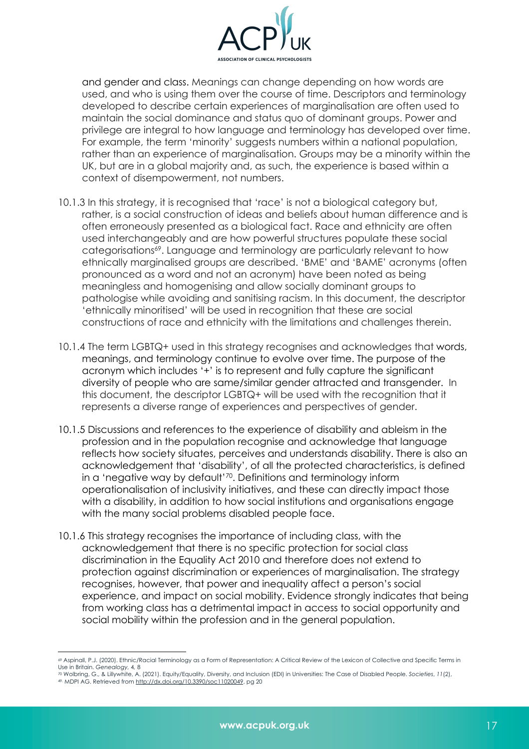and gender and class. Meanings can change depending on how words are used, and who is using them over the course of time. Descriptors and terminology developed to describe certain experiences of marginalisation are often used to maintain the social dominance and status quo of dominant groups. Power and privilege are integral to how language and terminology has developed over time. For example, the term 'minority' suggests numbers within a national population, rather than an experience of marginalisation. Groups may be a minority within the UK, but are in a global majority and, as such, the experience is based within a context of disempowerment, not numbers.

10.1.3 In this strategy, it is recognised that 'race' is not a biological category but, rather, is a social construction of ideas and beliefs about human difference and is often erroneously presented as a biological fact. Race and ethnicity are often used interchangeably and are how powerful structures populate these social categorisations[69]. Language and terminology are particularly relevant to how ethnically marginalised groups are described. 'BME' and 'BAME' acronyms (often pronounced as a word and not an acronym) have been noted as being meaningless and homogenising and allow socially dominant groups to pathologise while avoiding and sanitising racism. In this document, the descriptor 'ethnically minoritised' will be used in recognition that these are social constructions of race and ethnicity with the limitations and challenges therein.

10.1.4 The term LGBTQ+ used in this strategy recognises and acknowledges that words, meanings, and terminology continue to evolve over time. The purpose of the acronym which includes '+' is to represent and fully capture the significant diversity of people who are same/similar gender attracted and transgender. In this document, the descriptor LGBTQ+ will be used with the recognition that it represents a diverse range of experiences and perspectives of gender.

10.1.5 Discussions and references to the experience of disability and ableism in the profession and in the population recognise and acknowledge that language reflects how society situates, perceives and understands disability. There is also an acknowledgement that 'disability', of all the protected characteristics, is defined in a 'negative way by default'[70]. Definitions and terminology inform operationalisation of inclusivity initiatives, and these can directly impact those with a disability, in addition to how social institutions and organisations engage with the many social problems disabled people face.

10.1.6 This strategy recognises the importance of including class, with the acknowledgement that there is no specific protection for social class discrimination in the Equality Act 2010 and therefore does not extend to protection against discrimination or experiences of marginalisation. The strategy recognises, however, that power and inequality affect a person's social experience, and impact on social mobility. Evidence strongly indicates that being from working class has a detrimental impact in access to social opportunity and social mobility within the profession and in the general population.

---

[69] Aspinall, P.J. (2020). Ethnic/Racial Terminology as a Form of Representation: A Critical Review of the Lexicon of Collective and Specific Terms in Use in Britain. *Genealogy*, 4, 8

[70] Wolbring, G., & Lillywhite, A. (2021). Equity/Equality, Diversity, and Inclusion (EDI) in Universities: The Case of Disabled People. *Societies*, *11*(2), 49. MDPI AG. Retrieved from http://dx.doi.org/10.3390/soc11020049, pg 20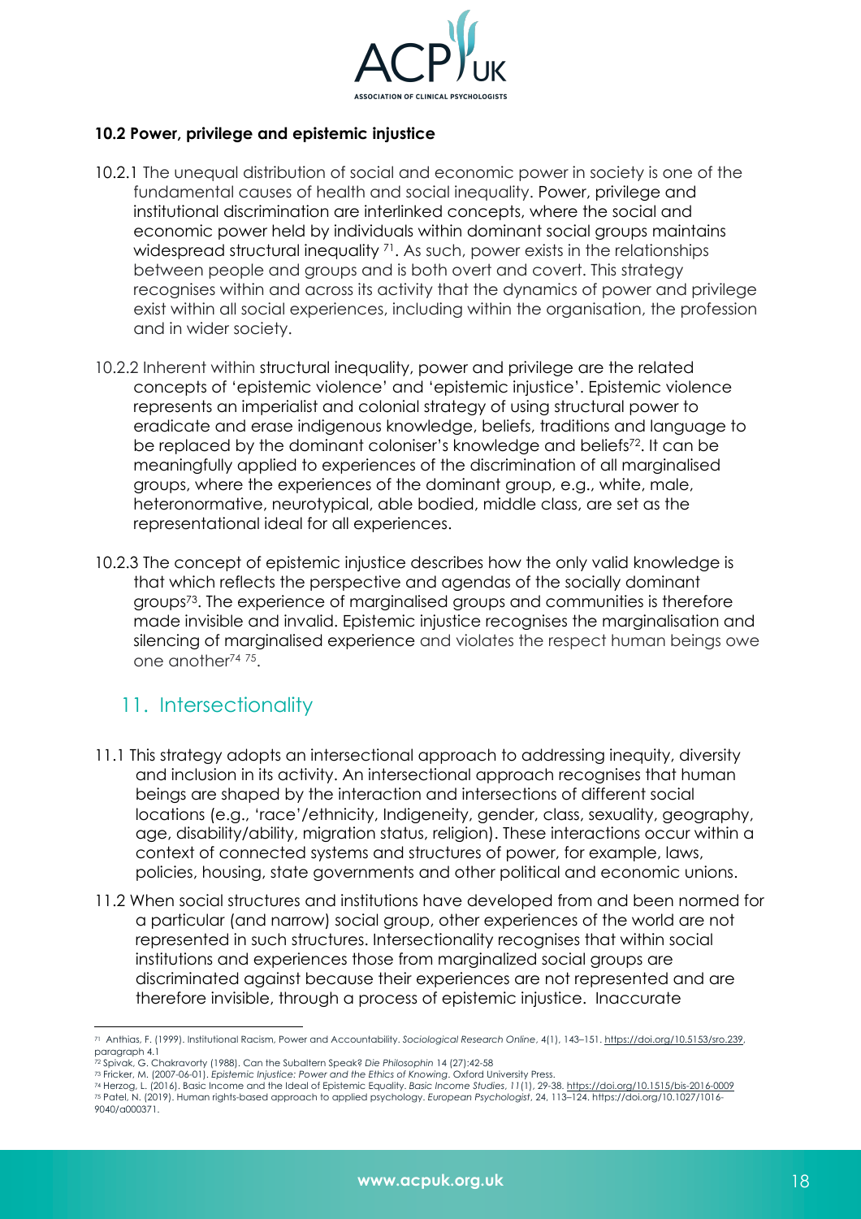### 10.2 Power, privilege and epistemic injustice

10.2.1 The unequal distribution of social and economic power in society is one of the fundamental causes of health and social inequality. Power, privilege and institutional discrimination are interlinked concepts, where the social and economic power held by individuals within dominant social groups maintains widespread structural inequality [71]. As such, power exists in the relationships between people and groups and is both overt and covert. This strategy recognises within and across its activity that the dynamics of power and privilege exist within all social experiences, including within the organisation, the profession and in wider society.

10.2.2 Inherent within structural inequality, power and privilege are the related concepts of 'epistemic violence' and 'epistemic injustice'. Epistemic violence represents an imperialist and colonial strategy of using structural power to eradicate and erase indigenous knowledge, beliefs, traditions and language to be replaced by the dominant coloniser's knowledge and beliefs[72]. It can be meaningfully applied to experiences of the discrimination of all marginalised groups, where the experiences of the dominant group, e.g., white, male, heteronormative, neurotypical, able bodied, middle class, are set as the representational ideal for all experiences.

10.2.3 The concept of epistemic injustice describes how the only valid knowledge is that which reflects the perspective and agendas of the socially dominant groups[73]. The experience of marginalised groups and communities is therefore made invisible and invalid. Epistemic injustice recognises the marginalisation and silencing of marginalised experience and violates the respect human beings owe one another[74] [75].

## 11. Intersectionality

11.1 This strategy adopts an intersectional approach to addressing inequity, diversity and inclusion in its activity. An intersectional approach recognises that human beings are shaped by the interaction and intersections of different social locations (e.g., 'race'/ethnicity, Indigeneity, gender, class, sexuality, geography, age, disability/ability, migration status, religion). These interactions occur within a context of connected systems and structures of power, for example, laws, policies, housing, state governments and other political and economic unions.

11.2 When social structures and institutions have developed from and been normed for a particular (and narrow) social group, other experiences of the world are not represented in such structures. Intersectionality recognises that within social institutions and experiences those from marginalized social groups are discriminated against because their experiences are not represented and are therefore invisible, through a process of epistemic injustice. Inaccurate

---

[71] Anthias, F. (1999). Institutional Racism, Power and Accountability. *Sociological Research Online*, 4(1), 143–151. https://doi.org/10.5153/sro.239, paragraph 4.1

[72] Spivak, G. Chakravorty (1988). Can the Subaltern Speak? *Die Philosophie* 14 (27):42-58

[73] Fricker, M. (2007-06-01). *Epistemic Injustice: Power and the Ethics of Knowing*. Oxford University Press.

[74] Herzog, L. (2016). Basic Income and the Ideal of Epistemic Equality. *Basic Income Studies*, *11*(1), 29-38. https://doi.org/10.1515/bis-2016-0009

[75] Patel, N. (2019). Human rights-based approach to applied psychology. *European Psychologist*, 24, 113–124. https://doi.org/10.1027/1016-9040/a000371.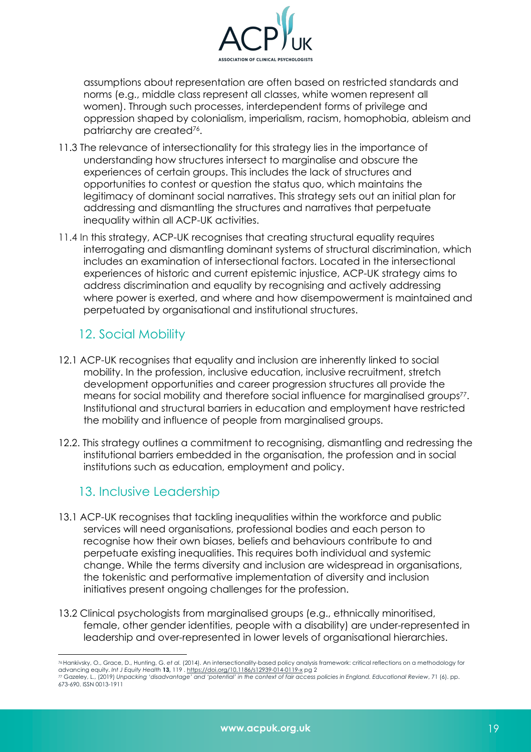assumptions about representation are often based on restricted standards and norms (e.g., middle class represent all classes, white women represent all women). Through such processes, interdependent forms of privilege and oppression shaped by colonialism, imperialism, racism, homophobia, ableism and patriarchy are created[76].

11.3 The relevance of intersectionality for this strategy lies in the importance of understanding how structures intersect to marginalise and obscure the experiences of certain groups. This includes the lack of structures and opportunities to contest or question the status quo, which maintains the legitimacy of dominant social narratives. This strategy sets out an initial plan for addressing and dismantling the structures and narratives that perpetuate inequality within all ACP-UK activities.

11.4 In this strategy, ACP-UK recognises that creating structural equality requires interrogating and dismantling dominant systems of structural discrimination, which includes an examination of intersectional factors. Located in the intersectional experiences of historic and current epistemic injustice, ACP-UK strategy aims to address discrimination and equality by recognising and actively addressing where power is exerted, and where and how disempowerment is maintained and perpetuated by organisational and institutional structures.

## 12. Social Mobility

12.1 ACP-UK recognises that equality and inclusion are inherently linked to social mobility. In the profession, inclusive education, inclusive recruitment, stretch development opportunities and career progression structures all provide the means for social mobility and therefore social influence for marginalised groups[77]. Institutional and structural barriers in education and employment have restricted the mobility and influence of people from marginalised groups.

12.2. This strategy outlines a commitment to recognising, dismantling and redressing the institutional barriers embedded in the organisation, the profession and in social institutions such as education, employment and policy.

## 13. Inclusive Leadership

13.1 ACP-UK recognises that tackling inequalities within the workforce and public services will need organisations, professional bodies and each person to recognise how their own biases, beliefs and behaviours contribute to and perpetuate existing inequalities. This requires both individual and systemic change. While the terms diversity and inclusion are widespread in organisations, the tokenistic and performative implementation of diversity and inclusion initiatives present ongoing challenges for the profession.

13.2 Clinical psychologists from marginalised groups (e.g., ethnically minoritised, female, other gender identities, people with a disability) are under-represented in leadership and over-represented in lower levels of organisational hierarchies.

---

[76] Hankivsky, O., Grace, D., Hunting, G. *et al.* (2014). An intersectionality-based policy analysis framework: critical reflections on a methodology for advancing equity. *Int J Equity Health* **13,** 119 . https://doi.org/10.1186/s12939-014-0119-x pg 2

[77] Gazeley, L., (2019) *Unpacking 'disadvantage' and 'potential' in the context of fair access policies in England. Educational Review*, 71 (6). pp. 673-690. ISSN 0013-1911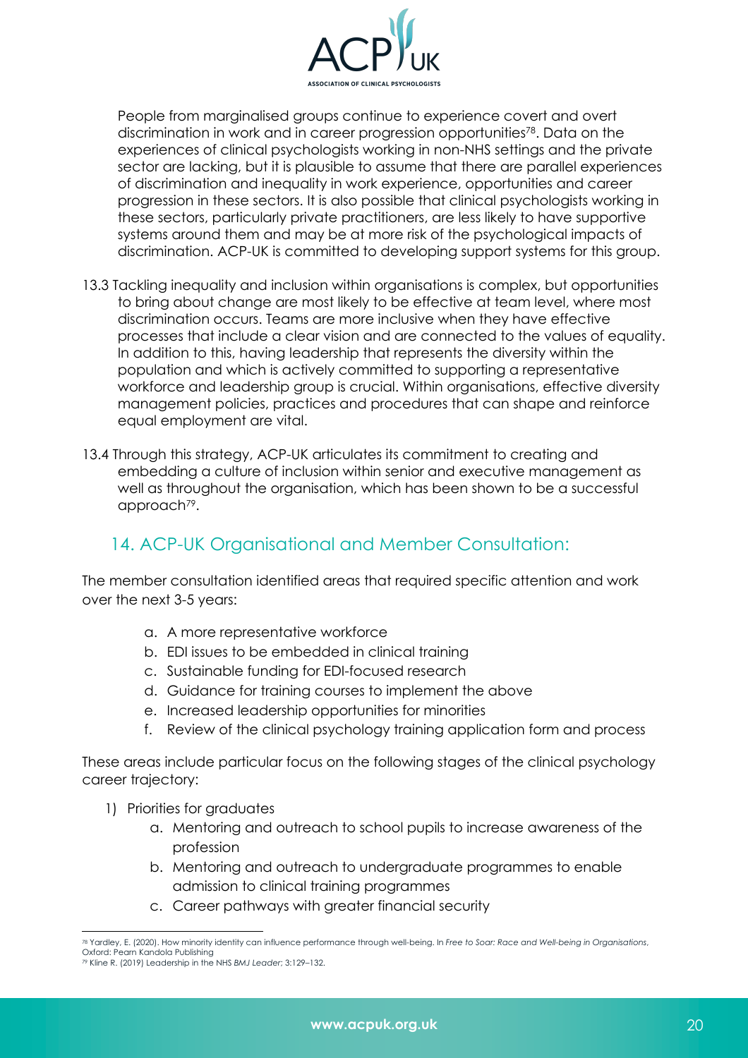People from marginalised groups continue to experience covert and overt discrimination in work and in career progression opportunities[78]. Data on the experiences of clinical psychologists working in non-NHS settings and the private sector are lacking, but it is plausible to assume that there are parallel experiences of discrimination and inequality in work experience, opportunities and career progression in these sectors. It is also possible that clinical psychologists working in these sectors, particularly private practitioners, are less likely to have supportive systems around them and may be at more risk of the psychological impacts of discrimination. ACP-UK is committed to developing support systems for this group.

13.3 Tackling inequality and inclusion within organisations is complex, but opportunities to bring about change are most likely to be effective at team level, where most discrimination occurs. Teams are more inclusive when they have effective processes that include a clear vision and are connected to the values of equality. In addition to this, having leadership that represents the diversity within the population and which is actively committed to supporting a representative workforce and leadership group is crucial. Within organisations, effective diversity management policies, practices and procedures that can shape and reinforce equal employment are vital.

13.4 Through this strategy, ACP-UK articulates its commitment to creating and embedding a culture of inclusion within senior and executive management as well as throughout the organisation, which has been shown to be a successful approach[79].

## 14. ACP-UK Organisational and Member Consultation:

The member consultation identified areas that required specific attention and work over the next 3-5 years:

a. A more representative workforce
b. EDI issues to be embedded in clinical training
c. Sustainable funding for EDI-focused research
d. Guidance for training courses to implement the above
e. Increased leadership opportunities for minorities
f. Review of the clinical psychology training application form and process

These areas include particular focus on the following stages of the clinical psychology career trajectory:

1) Priorities for graduates
   a. Mentoring and outreach to school pupils to increase awareness of the profession
   b. Mentoring and outreach to undergraduate programmes to enable admission to clinical training programmes
   c. Career pathways with greater financial security

---

[78] Yardley, E. (2020). How minority identity can influence performance through well-being. In *Free to Soar: Race and Well-being in Organisations*, Oxford: Pearn Kandola Publishing

[79] Kline R. (2019) Leadership in the NHS *BMJ Leader;* 3:129–132.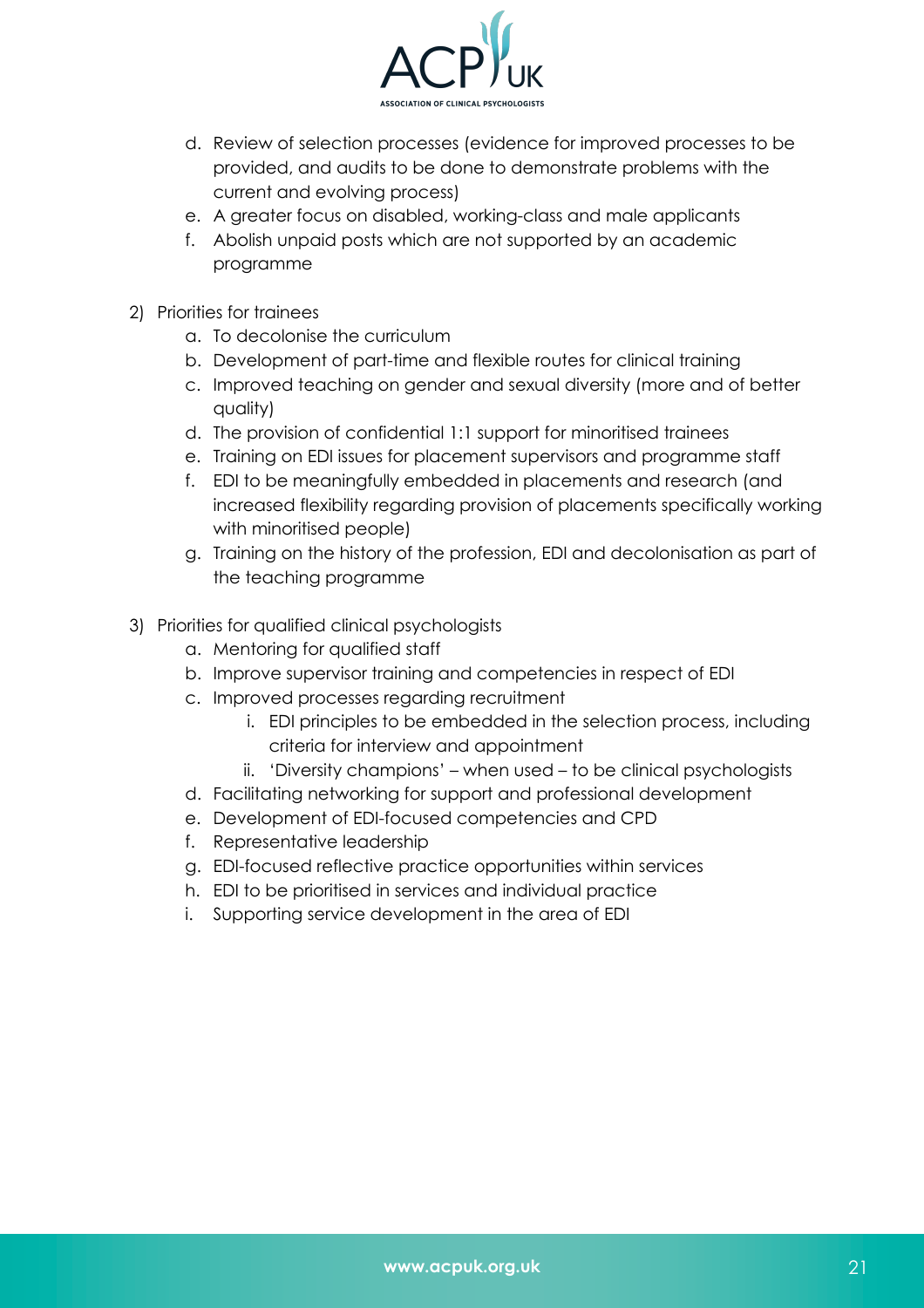d. Review of selection processes (evidence for improved processes to be provided, and audits to be done to demonstrate problems with the current and evolving process)
   e. A greater focus on disabled, working-class and male applicants
   f. Abolish unpaid posts which are not supported by an academic programme

2) Priorities for trainees
   a. To decolonise the curriculum
   b. Development of part-time and flexible routes for clinical training
   c. Improved teaching on gender and sexual diversity (more and of better quality)
   d. The provision of confidential 1:1 support for minoritised trainees
   e. Training on EDI issues for placement supervisors and programme staff
   f. EDI to be meaningfully embedded in placements and research (and increased flexibility regarding provision of placements specifically working with minoritised people)
   g. Training on the history of the profession, EDI and decolonisation as part of the teaching programme

3) Priorities for qualified clinical psychologists
   a. Mentoring for qualified staff
   b. Improve supervisor training and competencies in respect of EDI
   c. Improved processes regarding recruitment
      i. EDI principles to be embedded in the selection process, including criteria for interview and appointment
      ii. 'Diversity champions' – when used – to be clinical psychologists
   d. Facilitating networking for support and professional development
   e. Development of EDI-focused competencies and CPD
   f. Representative leadership
   g. EDI-focused reflective practice opportunities within services
   h. EDI to be prioritised in services and individual practice
   i. Supporting service development in the area of EDI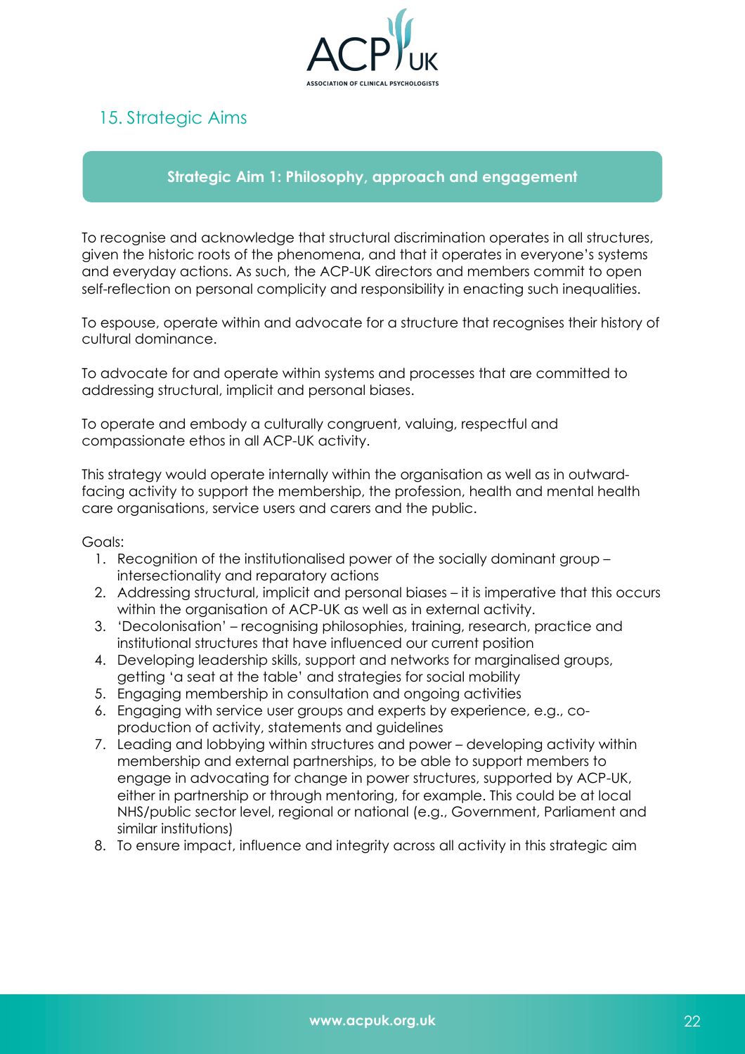## 15. Strategic Aims

### Strategic Aim 1: Philosophy, approach and engagement

To recognise and acknowledge that structural discrimination operates in all structures, given the historic roots of the phenomena, and that it operates in everyone's systems and everyday actions. As such, the ACP-UK directors and members commit to open self-reflection on personal complicity and responsibility in enacting such inequalities.

To espouse, operate within and advocate for a structure that recognises their history of cultural dominance.

To advocate for and operate within systems and processes that are committed to addressing structural, implicit and personal biases.

To operate and embody a culturally congruent, valuing, respectful and compassionate ethos in all ACP-UK activity.

This strategy would operate internally within the organisation as well as in outward-facing activity to support the membership, the profession, health and mental health care organisations, service users and carers and the public.

Goals:

1. Recognition of the institutionalised power of the socially dominant group – intersectionality and reparatory actions
2. Addressing structural, implicit and personal biases – it is imperative that this occurs within the organisation of ACP-UK as well as in external activity.
3. 'Decolonisation' – recognising philosophies, training, research, practice and institutional structures that have influenced our current position
4. Developing leadership skills, support and networks for marginalised groups, getting 'a seat at the table' and strategies for social mobility
5. Engaging membership in consultation and ongoing activities
6. Engaging with service user groups and experts by experience, e.g., co-production of activity, statements and guidelines
7. Leading and lobbying within structures and power – developing activity within membership and external partnerships, to be able to support members to engage in advocating for change in power structures, supported by ACP-UK, either in partnership or through mentoring, for example. This could be at local NHS/public sector level, regional or national (e.g., Government, Parliament and similar institutions)
8. To ensure impact, influence and integrity across all activity in this strategic aim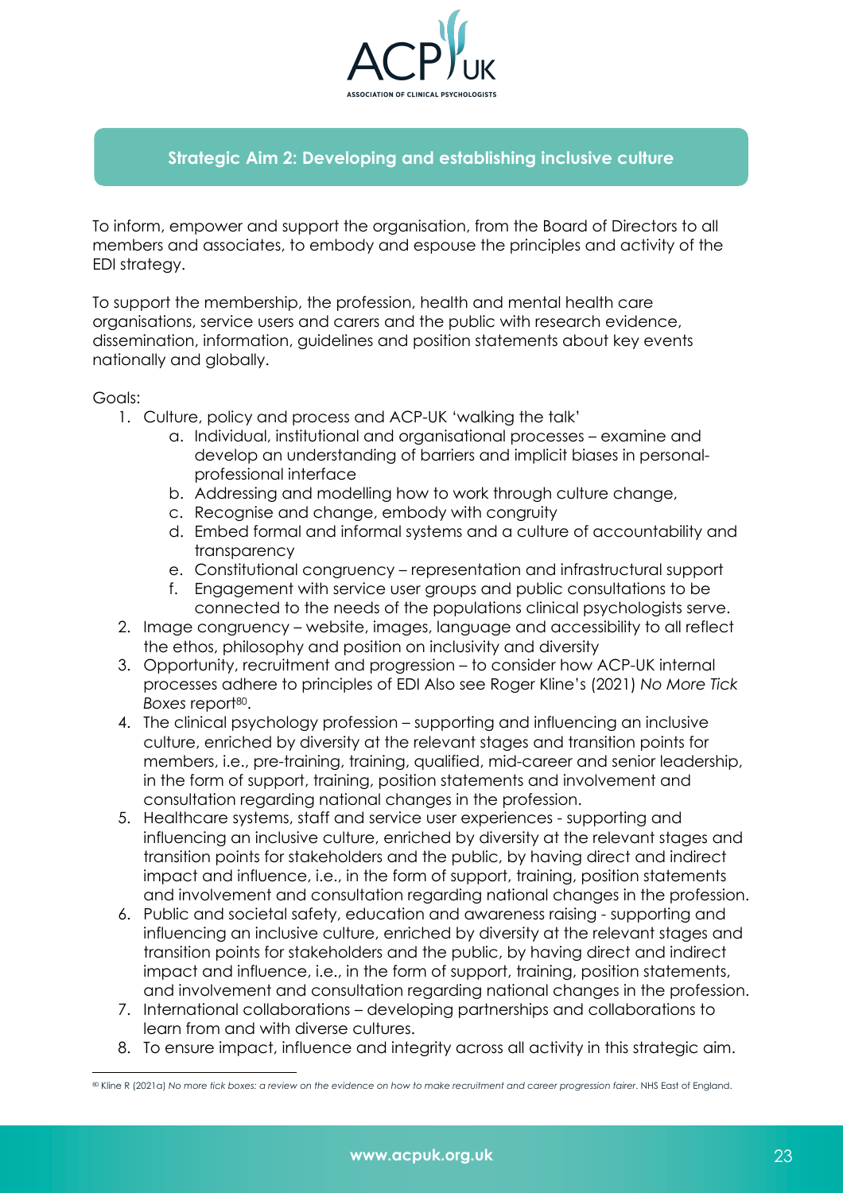## Strategic Aim 2: Developing and establishing inclusive culture

To inform, empower and support the organisation, from the Board of Directors to all members and associates, to embody and espouse the principles and activity of the EDI strategy.

To support the membership, the profession, health and mental health care organisations, service users and carers and the public with research evidence, dissemination, information, guidelines and position statements about key events nationally and globally.

Goals:

1. Culture, policy and process and ACP-UK 'walking the talk'
   a. Individual, institutional and organisational processes – examine and develop an understanding of barriers and implicit biases in personal-professional interface
   b. Addressing and modelling how to work through culture change,
   c. Recognise and change, embody with congruity
   d. Embed formal and informal systems and a culture of accountability and transparency
   e. Constitutional congruency – representation and infrastructural support
   f. Engagement with service user groups and public consultations to be connected to the needs of the populations clinical psychologists serve.
2. Image congruency – website, images, language and accessibility to all reflect the ethos, philosophy and position on inclusivity and diversity
3. Opportunity, recruitment and progression – to consider how ACP-UK internal processes adhere to principles of EDI Also see Roger Kline's (2021) *No More Tick Boxes* report[80].
4. The clinical psychology profession – supporting and influencing an inclusive culture, enriched by diversity at the relevant stages and transition points for members, i.e., pre-training, training, qualified, mid-career and senior leadership, in the form of support, training, position statements and involvement and consultation regarding national changes in the profession.
5. Healthcare systems, staff and service user experiences - supporting and influencing an inclusive culture, enriched by diversity at the relevant stages and transition points for stakeholders and the public, by having direct and indirect impact and influence, i.e., in the form of support, training, position statements and involvement and consultation regarding national changes in the profession.
6. Public and societal safety, education and awareness raising - supporting and influencing an inclusive culture, enriched by diversity at the relevant stages and transition points for stakeholders and the public, by having direct and indirect impact and influence, i.e., in the form of support, training, position statements, and involvement and consultation regarding national changes in the profession.
7. International collaborations – developing partnerships and collaborations to learn from and with diverse cultures.
8. To ensure impact, influence and integrity across all activity in this strategic aim.

---

[80] Kline R (2021a) *No more tick boxes: a review on the evidence on how to make recruitment and career progression fairer*. NHS East of England.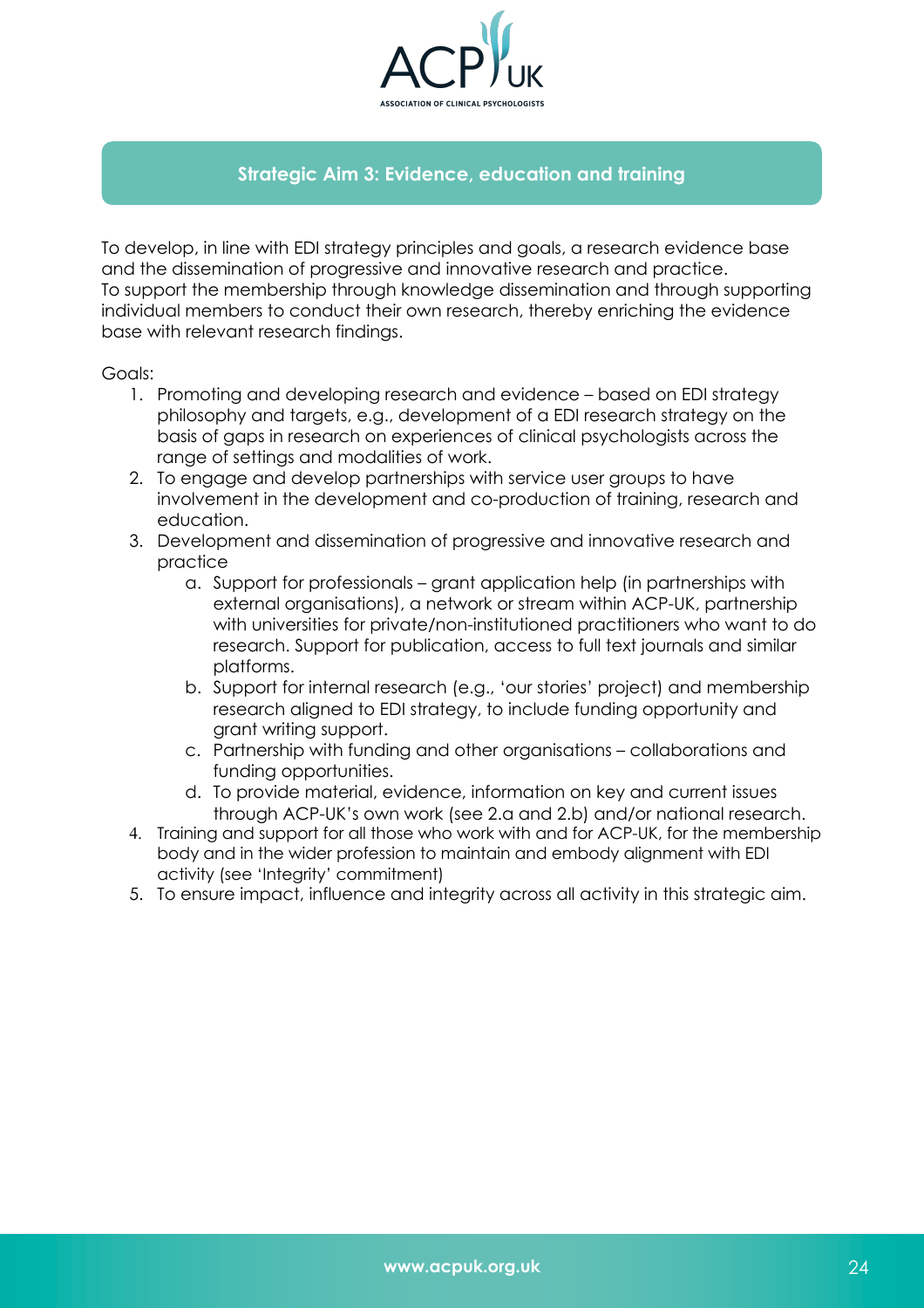## Strategic Aim 3: Evidence, education and training

To develop, in line with EDI strategy principles and goals, a research evidence base and the dissemination of progressive and innovative research and practice.
To support the membership through knowledge dissemination and through supporting individual members to conduct their own research, thereby enriching the evidence base with relevant research findings.

Goals:

1. Promoting and developing research and evidence – based on EDI strategy philosophy and targets, e.g., development of a EDI research strategy on the basis of gaps in research on experiences of clinical psychologists across the range of settings and modalities of work.
2. To engage and develop partnerships with service user groups to have involvement in the development and co-production of training, research and education.
3. Development and dissemination of progressive and innovative research and practice
   a. Support for professionals – grant application help (in partnerships with external organisations), a network or stream within ACP-UK, partnership with universities for private/non-institutioned practitioners who want to do research. Support for publication, access to full text journals and similar platforms.
   b. Support for internal research (e.g., 'our stories' project) and membership research aligned to EDI strategy, to include funding opportunity and grant writing support.
   c. Partnership with funding and other organisations – collaborations and funding opportunities.
   d. To provide material, evidence, information on key and current issues through ACP-UK's own work (see 2.a and 2.b) and/or national research.
4. Training and support for all those who work with and for ACP-UK, for the membership body and in the wider profession to maintain and embody alignment with EDI activity (see 'Integrity' commitment)
5. To ensure impact, influence and integrity across all activity in this strategic aim.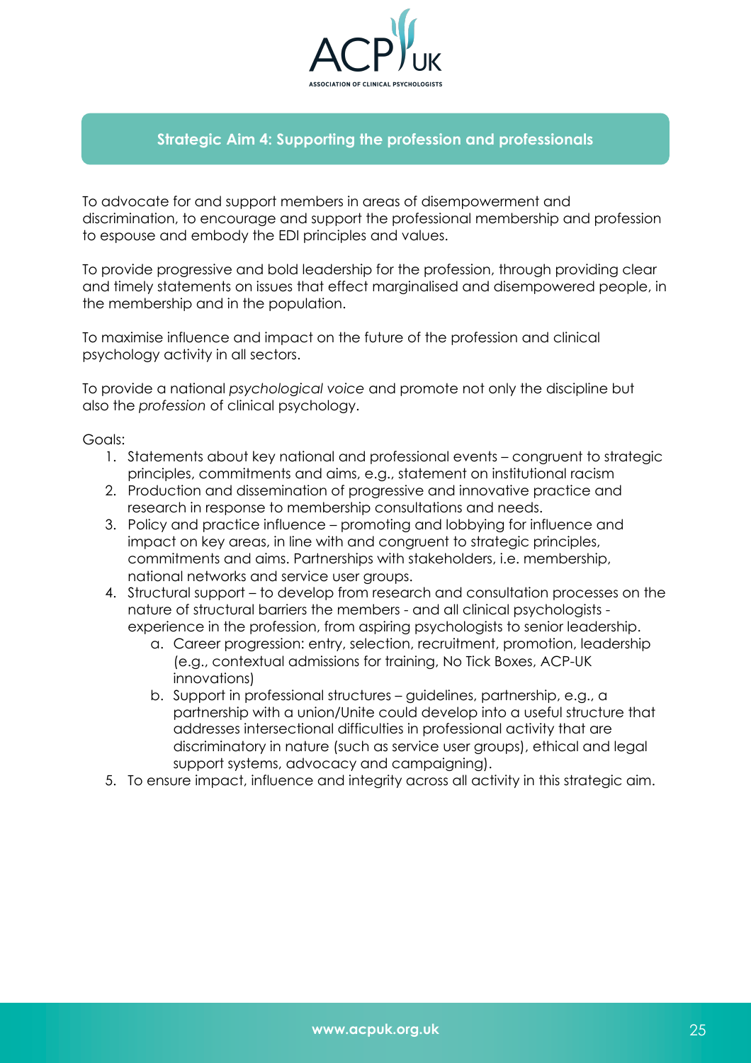## Strategic Aim 4: Supporting the profession and professionals

To advocate for and support members in areas of disempowerment and discrimination, to encourage and support the professional membership and profession to espouse and embody the EDI principles and values.

To provide progressive and bold leadership for the profession, through providing clear and timely statements on issues that effect marginalised and disempowered people, in the membership and in the population.

To maximise influence and impact on the future of the profession and clinical psychology activity in all sectors.

To provide a national *psychological voice* and promote not only the discipline but also the *profession* of clinical psychology.

Goals:

1. Statements about key national and professional events – congruent to strategic principles, commitments and aims, e.g., statement on institutional racism
2. Production and dissemination of progressive and innovative practice and research in response to membership consultations and needs.
3. Policy and practice influence – promoting and lobbying for influence and impact on key areas, in line with and congruent to strategic principles, commitments and aims. Partnerships with stakeholders, i.e. membership, national networks and service user groups.
4. Structural support – to develop from research and consultation processes on the nature of structural barriers the members - and all clinical psychologists - experience in the profession, from aspiring psychologists to senior leadership.
    a. Career progression: entry, selection, recruitment, promotion, leadership (e.g., contextual admissions for training, No Tick Boxes, ACP-UK innovations)
    b. Support in professional structures – guidelines, partnership, e.g., a partnership with a union/Unite could develop into a useful structure that addresses intersectional difficulties in professional activity that are discriminatory in nature (such as service user groups), ethical and legal support systems, advocacy and campaigning).
5. To ensure impact, influence and integrity across all activity in this strategic aim.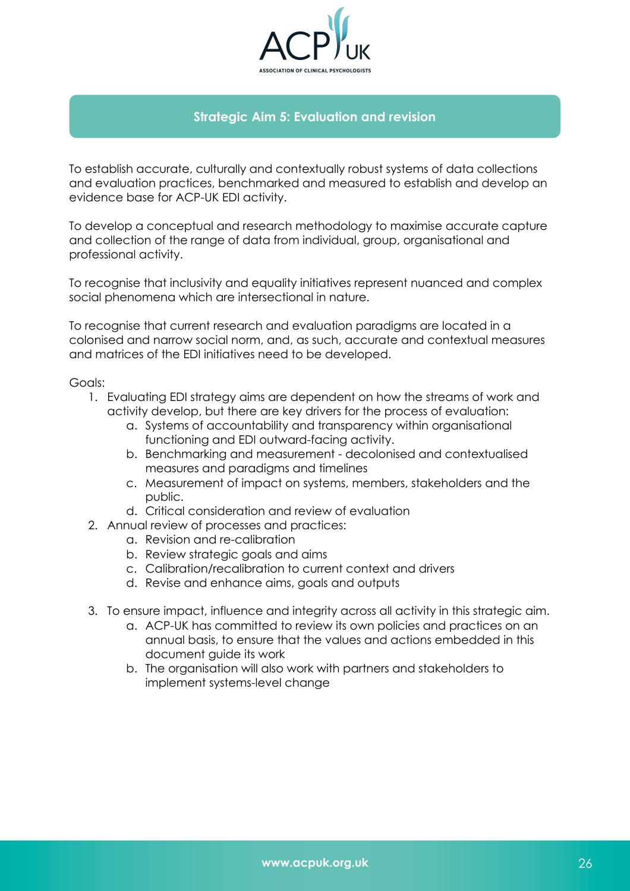## Strategic Aim 5: Evaluation and revision

To establish accurate, culturally and contextually robust systems of data collections and evaluation practices, benchmarked and measured to establish and develop an evidence base for ACP-UK EDI activity.

To develop a conceptual and research methodology to maximise accurate capture and collection of the range of data from individual, group, organisational and professional activity.

To recognise that inclusivity and equality initiatives represent nuanced and complex social phenomena which are intersectional in nature.

To recognise that current research and evaluation paradigms are located in a colonised and narrow social norm, and, as such, accurate and contextual measures and matrices of the EDI initiatives need to be developed.

Goals:

1. Evaluating EDI strategy aims are dependent on how the streams of work and activity develop, but there are key drivers for the process of evaluation:
    a. Systems of accountability and transparency within organisational functioning and EDI outward-facing activity.
    b. Benchmarking and measurement - decolonised and contextualised measures and paradigms and timelines
    c. Measurement of impact on systems, members, stakeholders and the public.
    d. Critical consideration and review of evaluation
2. Annual review of processes and practices:
    a. Revision and re-calibration
    b. Review strategic goals and aims
    c. Calibration/recalibration to current context and drivers
    d. Revise and enhance aims, goals and outputs
3. To ensure impact, influence and integrity across all activity in this strategic aim.
    a. ACP-UK has committed to review its own policies and practices on an annual basis, to ensure that the values and actions embedded in this document guide its work
    b. The organisation will also work with partners and stakeholders to implement systems-level change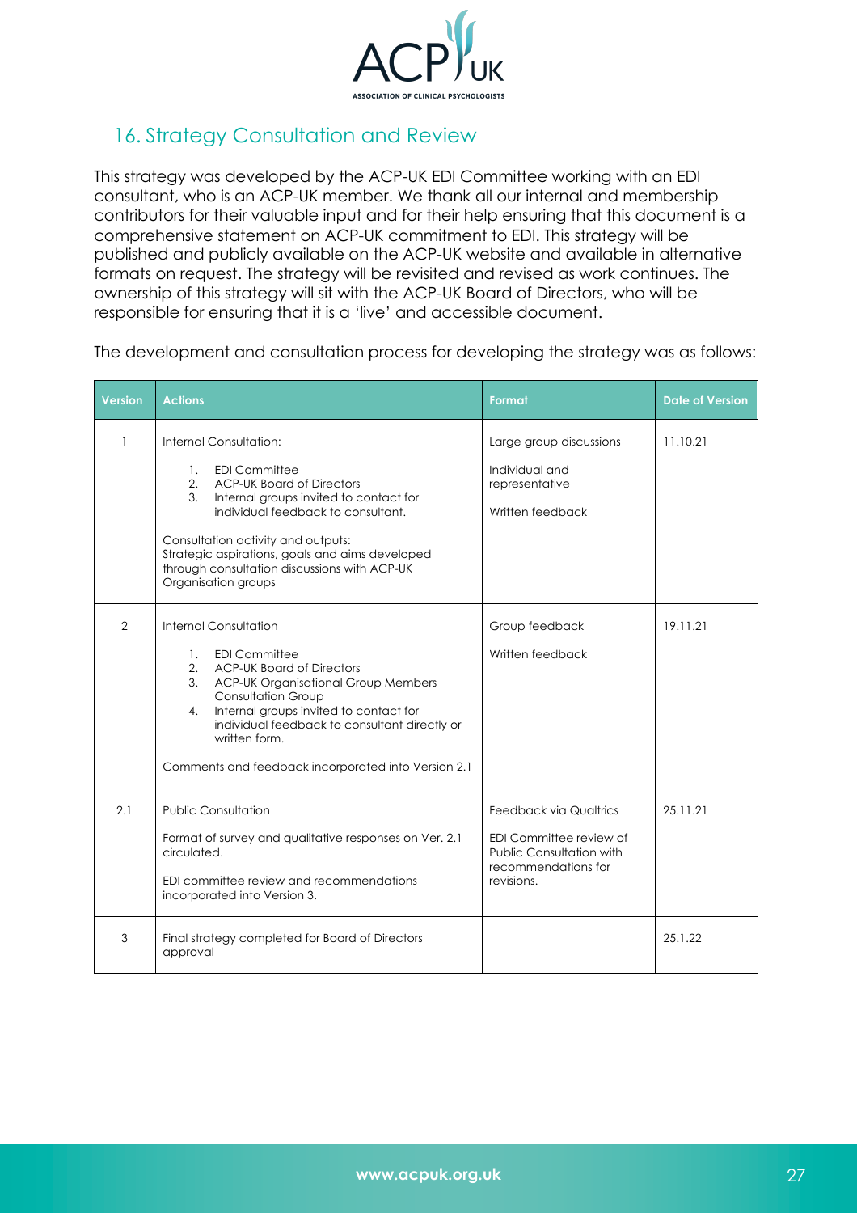## 16. Strategy Consultation and Review

This strategy was developed by the ACP-UK EDI Committee working with an EDI consultant, who is an ACP-UK member. We thank all our internal and membership contributors for their valuable input and for their help ensuring that this document is a comprehensive statement on ACP-UK commitment to EDI. This strategy will be published and publicly available on the ACP-UK website and available in alternative formats on request. The strategy will be revisited and revised as work continues. The ownership of this strategy will sit with the ACP-UK Board of Directors, who will be responsible for ensuring that it is a 'live' and accessible document.

The development and consultation process for developing the strategy was as follows:

| Version | Actions | Format | Date of Version |
| --- | --- | --- | --- |
| 1 | Internal Consultation:<br><br>1. EDI Committee<br>2. ACP-UK Board of Directors<br>3. Internal groups invited to contact for individual feedback to consultant.<br><br>Consultation activity and outputs:<br>Strategic aspirations, goals and aims developed through consultation discussions with ACP-UK Organisation groups | Large group discussions<br><br>Individual and representative<br><br>Written feedback | 11.10.21 |
| 2 | Internal Consultation<br><br>1. EDI Committee<br>2. ACP-UK Board of Directors<br>3. ACP-UK Organisational Group Members Consultation Group<br>4. Internal groups invited to contact for individual feedback to consultant directly or written form.<br><br>Comments and feedback incorporated into Version 2.1 | Group feedback<br><br>Written feedback | 19.11.21 |
| 2.1 | Public Consultation<br><br>Format of survey and qualitative responses on Ver. 2.1 circulated.<br><br>EDI committee review and recommendations incorporated into Version 3. | Feedback via Qualtrics<br><br>EDI Committee review of Public Consultation with recommendations for revisions. | 25.11.21 |
| 3 | Final strategy completed for Board of Directors approval | | 25.1.22 |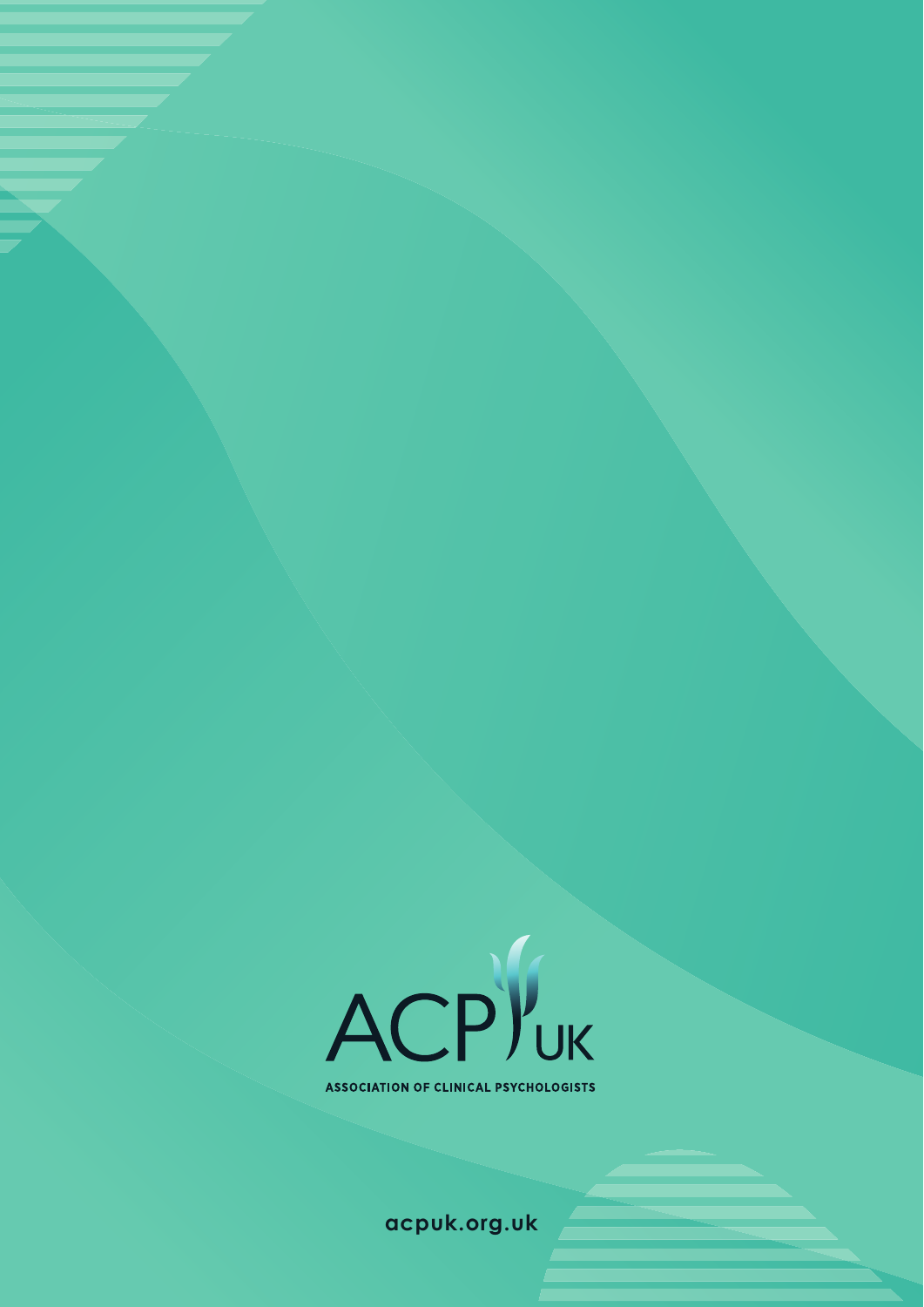ACP UK

ASSOCIATION OF CLINICAL PSYCHOLOGISTS

acpuk.org.uk